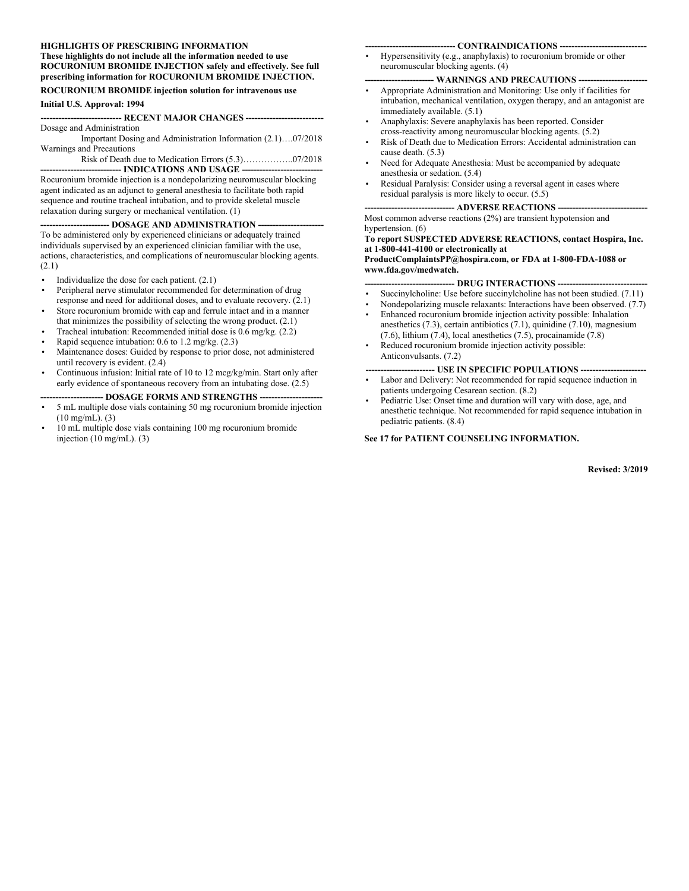**HIGHLIGHTS OF PRESCRIBING INFORMATION**
**These highlights do not include all the information needed to use ROCURONIUM BROMIDE INJECTION safely and effectively. See full prescribing information for ROCURONIUM BROMIDE INJECTION.**

**ROCURONIUM BROMIDE injection solution for intravenous use**

**Initial U.S. Approval: 1994**

## RECENT MAJOR CHANGES

Dosage and Administration
Important Dosing and Administration Information (2.1)….07/2018
Warnings and Precautions
Risk of Death due to Medication Errors (5.3)……………..07/2018

## INDICATIONS AND USAGE

Rocuronium bromide injection is a nondepolarizing neuromuscular blocking agent indicated as an adjunct to general anesthesia to facilitate both rapid sequence and routine tracheal intubation, and to provide skeletal muscle relaxation during surgery or mechanical ventilation. (1)

## DOSAGE AND ADMINISTRATION

To be administered only by experienced clinicians or adequately trained individuals supervised by an experienced clinician familiar with the use, actions, characteristics, and complications of neuromuscular blocking agents. (2.1)

- Individualize the dose for each patient. (2.1)
- Peripheral nerve stimulator recommended for determination of drug response and need for additional doses, and to evaluate recovery. (2.1)
- Store rocuronium bromide with cap and ferrule intact and in a manner that minimizes the possibility of selecting the wrong product. (2.1)
- Tracheal intubation: Recommended initial dose is 0.6 mg/kg. (2.2)
- Rapid sequence intubation: 0.6 to 1.2 mg/kg. (2.3)
- Maintenance doses: Guided by response to prior dose, not administered until recovery is evident. (2.4)
- Continuous infusion: Initial rate of 10 to 12 mcg/kg/min. Start only after early evidence of spontaneous recovery from an intubating dose. (2.5)

## DOSAGE FORMS AND STRENGTHS

- 5 mL multiple dose vials containing 50 mg rocuronium bromide injection (10 mg/mL). (3)
- 10 mL multiple dose vials containing 100 mg rocuronium bromide injection (10 mg/mL). (3)

## CONTRAINDICATIONS

- Hypersensitivity (e.g., anaphylaxis) to rocuronium bromide or other neuromuscular blocking agents. (4)

## WARNINGS AND PRECAUTIONS

- Appropriate Administration and Monitoring: Use only if facilities for intubation, mechanical ventilation, oxygen therapy, and an antagonist are immediately available. (5.1)
- Anaphylaxis: Severe anaphylaxis has been reported. Consider cross-reactivity among neuromuscular blocking agents. (5.2)
- Risk of Death due to Medication Errors: Accidental administration can cause death. (5.3)
- Need for Adequate Anesthesia: Must be accompanied by adequate anesthesia or sedation. (5.4)
- Residual Paralysis: Consider using a reversal agent in cases where residual paralysis is more likely to occur. (5.5)

## ADVERSE REACTIONS

Most common adverse reactions (2%) are transient hypotension and hypertension. (6)

**To report SUSPECTED ADVERSE REACTIONS, contact Hospira, Inc. at 1-800-441-4100 or electronically at ProductComplaintsPP@hospira.com, or FDA at 1-800-FDA-1088 or www.fda.gov/medwatch.**

## DRUG INTERACTIONS

- Succinylcholine: Use before succinylcholine has not been studied. (7.11)
- Nondepolarizing muscle relaxants: Interactions have been observed. (7.7)
- Enhanced rocuronium bromide injection activity possible: Inhalation anesthetics (7.3), certain antibiotics (7.1), quinidine (7.10), magnesium (7.6), lithium (7.4), local anesthetics (7.5), procainamide (7.8)
- Reduced rocuronium bromide injection activity possible: Anticonvulsants. (7.2)

## USE IN SPECIFIC POPULATIONS

- Labor and Delivery: Not recommended for rapid sequence induction in patients undergoing Cesarean section. (8.2)
- Pediatric Use: Onset time and duration will vary with dose, age, and anesthetic technique. Not recommended for rapid sequence intubation in pediatric patients. (8.4)

**See 17 for PATIENT COUNSELING INFORMATION.**

**Revised: 3/2019**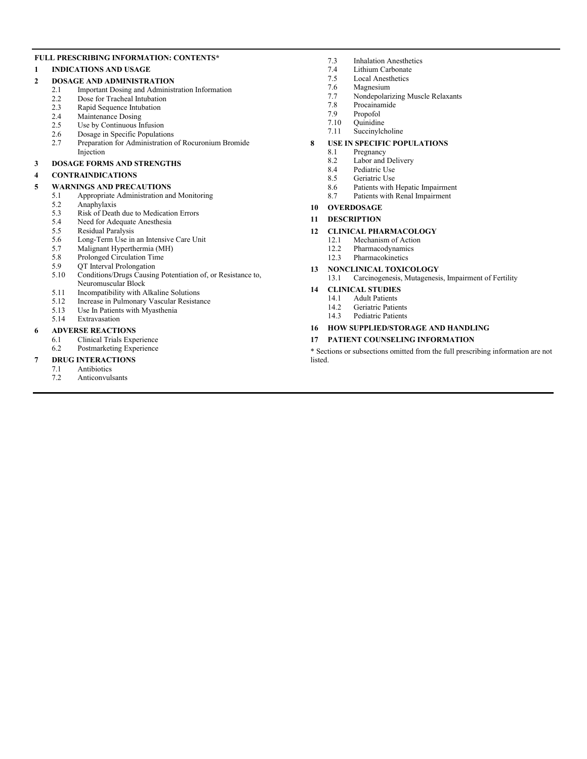**FULL PRESCRIBING INFORMATION: CONTENTS***

**1 INDICATIONS AND USAGE**

**2 DOSAGE AND ADMINISTRATION**
- 2.1 Important Dosing and Administration Information
- 2.2 Dose for Tracheal Intubation
- 2.3 Rapid Sequence Intubation
- 2.4 Maintenance Dosing
- 2.5 Use by Continuous Infusion
- 2.6 Dosage in Specific Populations
- 2.7 Preparation for Administration of Rocuronium Bromide Injection

**3 DOSAGE FORMS AND STRENGTHS**

**4 CONTRAINDICATIONS**

**5 WARNINGS AND PRECAUTIONS**
- 5.1 Appropriate Administration and Monitoring
- 5.2 Anaphylaxis
- 5.3 Risk of Death due to Medication Errors
- 5.4 Need for Adequate Anesthesia
- 5.5 Residual Paralysis
- 5.6 Long-Term Use in an Intensive Care Unit
- 5.7 Malignant Hyperthermia (MH)
- 5.8 Prolonged Circulation Time
- 5.9 QT Interval Prolongation
- 5.10 Conditions/Drugs Causing Potentiation of, or Resistance to, Neuromuscular Block
- 5.11 Incompatibility with Alkaline Solutions
- 5.12 Increase in Pulmonary Vascular Resistance
- 5.13 Use In Patients with Myasthenia
- 5.14 Extravasation

**6 ADVERSE REACTIONS**
- 6.1 Clinical Trials Experience
- 6.2 Postmarketing Experience

**7 DRUG INTERACTIONS**
- 7.1 Antibiotics
- 7.2 Anticonvulsants
- 7.3 Inhalation Anesthetics
- 7.4 Lithium Carbonate
- 7.5 Local Anesthetics
- 7.6 Magnesium
- 7.7 Nondepolarizing Muscle Relaxants
- 7.8 Procainamide
- 7.9 Propofol
- 7.10 Quinidine
- 7.11 Succinylcholine

**8 USE IN SPECIFIC POPULATIONS**
- 8.1 Pregnancy
- 8.2 Labor and Delivery
- 8.4 Pediatric Use
- 8.5 Geriatric Use
- 8.6 Patients with Hepatic Impairment
- 8.7 Patients with Renal Impairment

**10 OVERDOSAGE**

**11 DESCRIPTION**

**12 CLINICAL PHARMACOLOGY**
- 12.1 Mechanism of Action
- 12.2 Pharmacodynamics
- 12.3 Pharmacokinetics

**13 NONCLINICAL TOXICOLOGY**
- 13.1 Carcinogenesis, Mutagenesis, Impairment of Fertility

**14 CLINICAL STUDIES**
- 14.1 Adult Patients
- 14.2 Geriatric Patients
- 14.3 Pediatric Patients

**16 HOW SUPPLIED/STORAGE AND HANDLING**

**17 PATIENT COUNSELING INFORMATION**

* Sections or subsections omitted from the full prescribing information are not listed.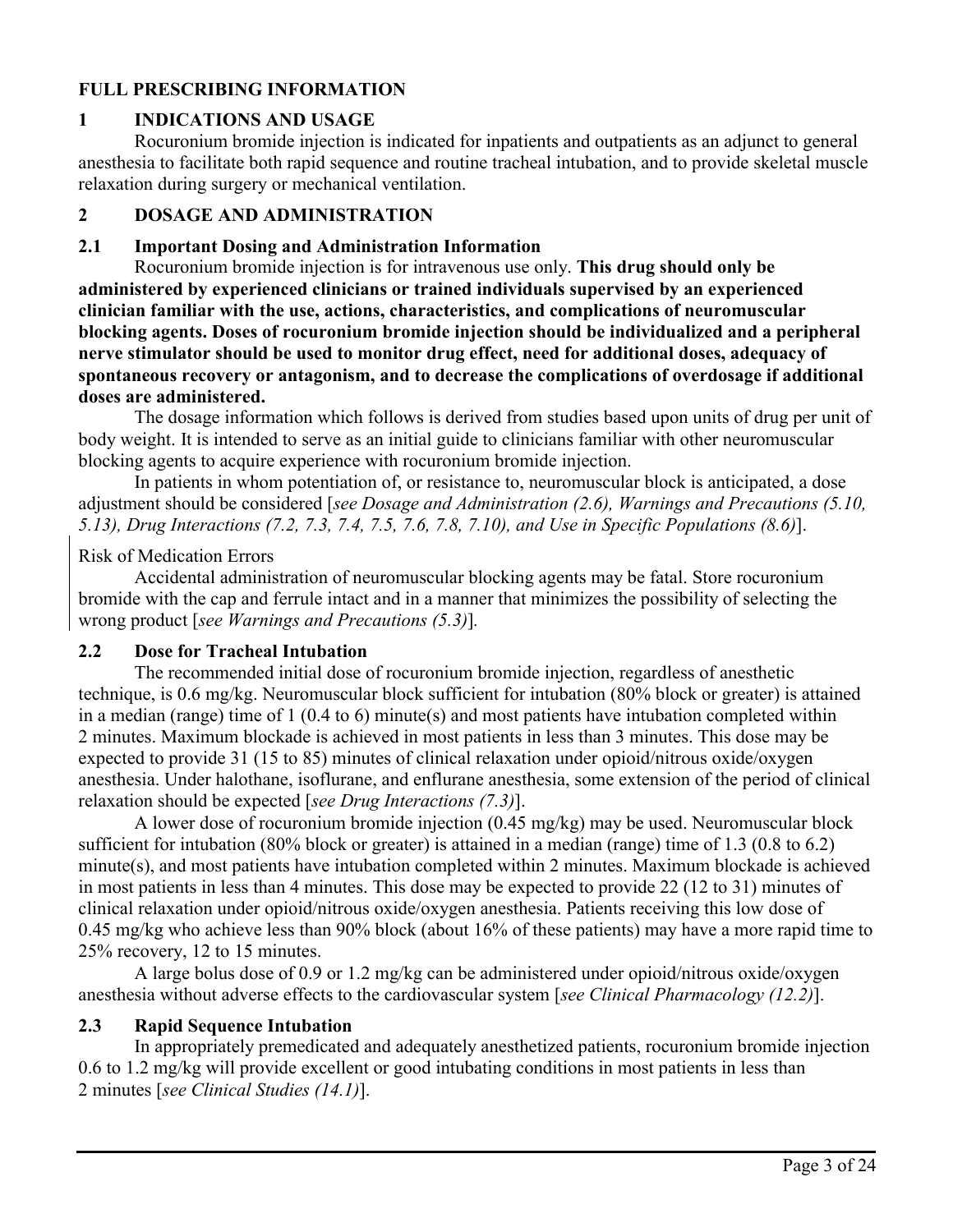# FULL PRESCRIBING INFORMATION

## 1 INDICATIONS AND USAGE

Rocuronium bromide injection is indicated for inpatients and outpatients as an adjunct to general anesthesia to facilitate both rapid sequence and routine tracheal intubation, and to provide skeletal muscle relaxation during surgery or mechanical ventilation.

## 2 DOSAGE AND ADMINISTRATION

### 2.1 Important Dosing and Administration Information

Rocuronium bromide injection is for intravenous use only. **This drug should only be administered by experienced clinicians or trained individuals supervised by an experienced clinician familiar with the use, actions, characteristics, and complications of neuromuscular blocking agents. Doses of rocuronium bromide injection should be individualized and a peripheral nerve stimulator should be used to monitor drug effect, need for additional doses, adequacy of spontaneous recovery or antagonism, and to decrease the complications of overdosage if additional doses are administered.**

The dosage information which follows is derived from studies based upon units of drug per unit of body weight. It is intended to serve as an initial guide to clinicians familiar with other neuromuscular blocking agents to acquire experience with rocuronium bromide injection.

In patients in whom potentiation of, or resistance to, neuromuscular block is anticipated, a dose adjustment should be considered [*see Dosage and Administration (2.6), Warnings and Precautions (5.10, 5.13), Drug Interactions (7.2, 7.3, 7.4, 7.5, 7.6, 7.8, 7.10), and Use in Specific Populations (8.6)*].

Risk of Medication Errors

Accidental administration of neuromuscular blocking agents may be fatal. Store rocuronium bromide with the cap and ferrule intact and in a manner that minimizes the possibility of selecting the wrong product [*see Warnings and Precautions (5.3)*].

### 2.2 Dose for Tracheal Intubation

The recommended initial dose of rocuronium bromide injection, regardless of anesthetic technique, is 0.6 mg/kg. Neuromuscular block sufficient for intubation (80% block or greater) is attained in a median (range) time of 1 (0.4 to 6) minute(s) and most patients have intubation completed within 2 minutes. Maximum blockade is achieved in most patients in less than 3 minutes. This dose may be expected to provide 31 (15 to 85) minutes of clinical relaxation under opioid/nitrous oxide/oxygen anesthesia. Under halothane, isoflurane, and enflurane anesthesia, some extension of the period of clinical relaxation should be expected [*see Drug Interactions (7.3)*].

A lower dose of rocuronium bromide injection (0.45 mg/kg) may be used. Neuromuscular block sufficient for intubation (80% block or greater) is attained in a median (range) time of 1.3 (0.8 to 6.2) minute(s), and most patients have intubation completed within 2 minutes. Maximum blockade is achieved in most patients in less than 4 minutes. This dose may be expected to provide 22 (12 to 31) minutes of clinical relaxation under opioid/nitrous oxide/oxygen anesthesia. Patients receiving this low dose of 0.45 mg/kg who achieve less than 90% block (about 16% of these patients) may have a more rapid time to 25% recovery, 12 to 15 minutes.

A large bolus dose of 0.9 or 1.2 mg/kg can be administered under opioid/nitrous oxide/oxygen anesthesia without adverse effects to the cardiovascular system [*see Clinical Pharmacology (12.2)*].

### 2.3 Rapid Sequence Intubation

In appropriately premedicated and adequately anesthetized patients, rocuronium bromide injection 0.6 to 1.2 mg/kg will provide excellent or good intubating conditions in most patients in less than 2 minutes [*see Clinical Studies (14.1)*].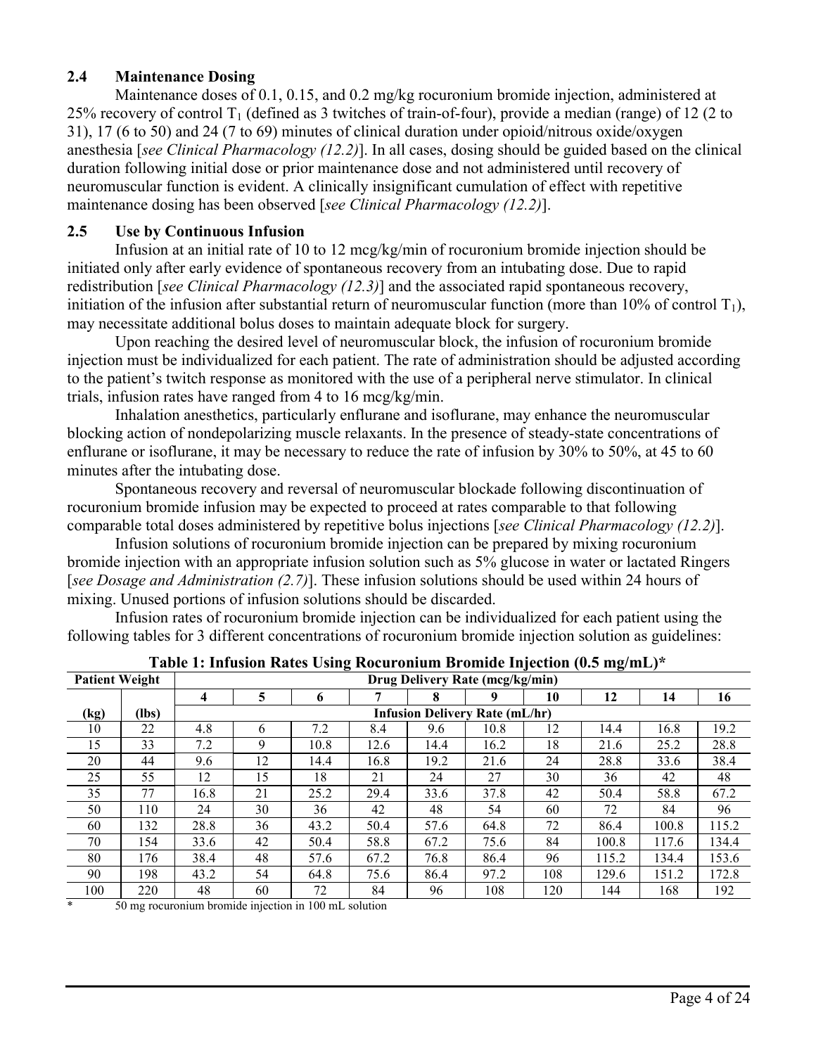### 2.4 Maintenance Dosing

Maintenance doses of 0.1, 0.15, and 0.2 mg/kg rocuronium bromide injection, administered at 25% recovery of control $T_1$ (defined as 3 twitches of train-of-four), provide a median (range) of 12 (2 to 31), 17 (6 to 50) and 24 (7 to 69) minutes of clinical duration under opioid/nitrous oxide/oxygen anesthesia [*see Clinical Pharmacology (12.2)*]. In all cases, dosing should be guided based on the clinical duration following initial dose or prior maintenance dose and not administered until recovery of neuromuscular function is evident. A clinically insignificant cumulation of effect with repetitive maintenance dosing has been observed [*see Clinical Pharmacology (12.2)*].

### 2.5 Use by Continuous Infusion

Infusion at an initial rate of 10 to 12 mcg/kg/min of rocuronium bromide injection should be initiated only after early evidence of spontaneous recovery from an intubating dose. Due to rapid redistribution [*see Clinical Pharmacology (12.3)*] and the associated rapid spontaneous recovery, initiation of the infusion after substantial return of neuromuscular function (more than 10% of control $T_1$), may necessitate additional bolus doses to maintain adequate block for surgery.

Upon reaching the desired level of neuromuscular block, the infusion of rocuronium bromide injection must be individualized for each patient. The rate of administration should be adjusted according to the patient's twitch response as monitored with the use of a peripheral nerve stimulator. In clinical trials, infusion rates have ranged from 4 to 16 mcg/kg/min.

Inhalation anesthetics, particularly enflurane and isoflurane, may enhance the neuromuscular blocking action of nondepolarizing muscle relaxants. In the presence of steady-state concentrations of enflurane or isoflurane, it may be necessary to reduce the rate of infusion by 30% to 50%, at 45 to 60 minutes after the intubating dose.

Spontaneous recovery and reversal of neuromuscular blockade following discontinuation of rocuronium bromide infusion may be expected to proceed at rates comparable to that following comparable total doses administered by repetitive bolus injections [*see Clinical Pharmacology (12.2)*].

Infusion solutions of rocuronium bromide injection can be prepared by mixing rocuronium bromide injection with an appropriate infusion solution such as 5% glucose in water or lactated Ringers [*see Dosage and Administration (2.7)*]. These infusion solutions should be used within 24 hours of mixing. Unused portions of infusion solutions should be discarded.

Infusion rates of rocuronium bromide injection can be individualized for each patient using the following tables for 3 different concentrations of rocuronium bromide injection solution as guidelines:

**Table 1: Infusion Rates Using Rocuronium Bromide Injection (0.5 mg/mL)***

| Patient Weight | | Drug Delivery Rate (mcg/kg/min) | | | | | | | | | |
|---|---|---|---|---|---|---|---|---|---|---|---|
| | | 4 | 5 | 6 | 7 | 8 | 9 | 10 | 12 | 14 | 16 |
| (kg) | (lbs) | Infusion Delivery Rate (mL/hr) | | | | | | | | | |
| 10 | 22 | 4.8 | 6 | 7.2 | 8.4 | 9.6 | 10.8 | 12 | 14.4 | 16.8 | 19.2 |
| 15 | 33 | 7.2 | 9 | 10.8 | 12.6 | 14.4 | 16.2 | 18 | 21.6 | 25.2 | 28.8 |
| 20 | 44 | 9.6 | 12 | 14.4 | 16.8 | 19.2 | 21.6 | 24 | 28.8 | 33.6 | 38.4 |
| 25 | 55 | 12 | 15 | 18 | 21 | 24 | 27 | 30 | 36 | 42 | 48 |
| 35 | 77 | 16.8 | 21 | 25.2 | 29.4 | 33.6 | 37.8 | 42 | 50.4 | 58.8 | 67.2 |
| 50 | 110 | 24 | 30 | 36 | 42 | 48 | 54 | 60 | 72 | 84 | 96 |
| 60 | 132 | 28.8 | 36 | 43.2 | 50.4 | 57.6 | 64.8 | 72 | 86.4 | 100.8 | 115.2 |
| 70 | 154 | 33.6 | 42 | 50.4 | 58.8 | 67.2 | 75.6 | 84 | 100.8 | 117.6 | 134.4 |
| 80 | 176 | 38.4 | 48 | 57.6 | 67.2 | 76.8 | 86.4 | 96 | 115.2 | 134.4 | 153.6 |
| 90 | 198 | 43.2 | 54 | 64.8 | 75.6 | 86.4 | 97.2 | 108 | 129.6 | 151.2 | 172.8 |
| 100 | 220 | 48 | 60 | 72 | 84 | 96 | 108 | 120 | 144 | 168 | 192 |

\* 50 mg rocuronium bromide injection in 100 mL solution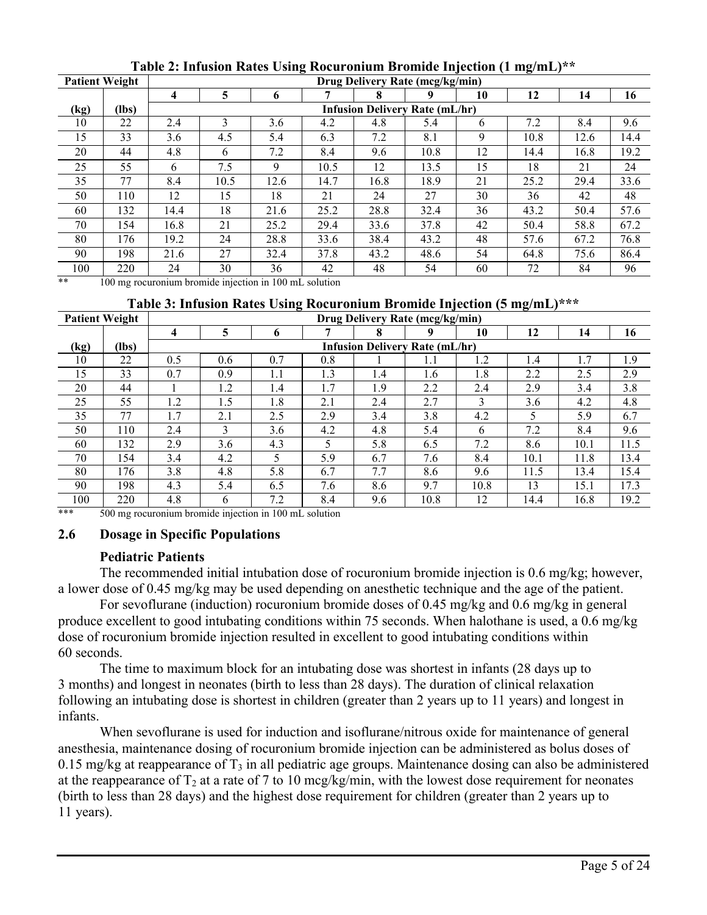**Table 2: Infusion Rates Using Rocuronium Bromide Injection (1 mg/mL)****

| Patient Weight | | Drug Delivery Rate (mcg/kg/min) | | | | | | | | | |
|---|---|---|---|---|---|---|---|---|---|---|---|
| | | 4 | 5 | 6 | 7 | 8 | 9 | 10 | 12 | 14 | 16 |
| (kg) | (lbs) | Infusion Delivery Rate (mL/hr) | | | | | | | | | |
| 10 | 22 | 2.4 | 3 | 3.6 | 4.2 | 4.8 | 5.4 | 6 | 7.2 | 8.4 | 9.6 |
| 15 | 33 | 3.6 | 4.5 | 5.4 | 6.3 | 7.2 | 8.1 | 9 | 10.8 | 12.6 | 14.4 |
| 20 | 44 | 4.8 | 6 | 7.2 | 8.4 | 9.6 | 10.8 | 12 | 14.4 | 16.8 | 19.2 |
| 25 | 55 | 6 | 7.5 | 9 | 10.5 | 12 | 13.5 | 15 | 18 | 21 | 24 |
| 35 | 77 | 8.4 | 10.5 | 12.6 | 14.7 | 16.8 | 18.9 | 21 | 25.2 | 29.4 | 33.6 |
| 50 | 110 | 12 | 15 | 18 | 21 | 24 | 27 | 30 | 36 | 42 | 48 |
| 60 | 132 | 14.4 | 18 | 21.6 | 25.2 | 28.8 | 32.4 | 36 | 43.2 | 50.4 | 57.6 |
| 70 | 154 | 16.8 | 21 | 25.2 | 29.4 | 33.6 | 37.8 | 42 | 50.4 | 58.8 | 67.2 |
| 80 | 176 | 19.2 | 24 | 28.8 | 33.6 | 38.4 | 43.2 | 48 | 57.6 | 67.2 | 76.8 |
| 90 | 198 | 21.6 | 27 | 32.4 | 37.8 | 43.2 | 48.6 | 54 | 64.8 | 75.6 | 86.4 |
| 100 | 220 | 24 | 30 | 36 | 42 | 48 | 54 | 60 | 72 | 84 | 96 |

** 100 mg rocuronium bromide injection in 100 mL solution

**Table 3: Infusion Rates Using Rocuronium Bromide Injection (5 mg/mL)*****

| Patient Weight | | Drug Delivery Rate (mcg/kg/min) | | | | | | | | | |
|---|---|---|---|---|---|---|---|---|---|---|---|
| | | 4 | 5 | 6 | 7 | 8 | 9 | 10 | 12 | 14 | 16 |
| (kg) | (lbs) | Infusion Delivery Rate (mL/hr) | | | | | | | | | |
| 10 | 22 | 0.5 | 0.6 | 0.7 | 0.8 | 1 | 1.1 | 1.2 | 1.4 | 1.7 | 1.9 |
| 15 | 33 | 0.7 | 0.9 | 1.1 | 1.3 | 1.4 | 1.6 | 1.8 | 2.2 | 2.5 | 2.9 |
| 20 | 44 | 1 | 1.2 | 1.4 | 1.7 | 1.9 | 2.2 | 2.4 | 2.9 | 3.4 | 3.8 |
| 25 | 55 | 1.2 | 1.5 | 1.8 | 2.1 | 2.4 | 2.7 | 3 | 3.6 | 4.2 | 4.8 |
| 35 | 77 | 1.7 | 2.1 | 2.5 | 2.9 | 3.4 | 3.8 | 4.2 | 5 | 5.9 | 6.7 |
| 50 | 110 | 2.4 | 3 | 3.6 | 4.2 | 4.8 | 5.4 | 6 | 7.2 | 8.4 | 9.6 |
| 60 | 132 | 2.9 | 3.6 | 4.3 | 5 | 5.8 | 6.5 | 7.2 | 8.6 | 10.1 | 11.5 |
| 70 | 154 | 3.4 | 4.2 | 5 | 5.9 | 6.7 | 7.6 | 8.4 | 10.1 | 11.8 | 13.4 |
| 80 | 176 | 3.8 | 4.8 | 5.8 | 6.7 | 7.7 | 8.6 | 9.6 | 11.5 | 13.4 | 15.4 |
| 90 | 198 | 4.3 | 5.4 | 6.5 | 7.6 | 8.6 | 9.7 | 10.8 | 13 | 15.1 | 17.3 |
| 100 | 220 | 4.8 | 6 | 7.2 | 8.4 | 9.6 | 10.8 | 12 | 14.4 | 16.8 | 19.2 |

*** 500 mg rocuronium bromide injection in 100 mL solution

## 2.6 Dosage in Specific Populations

**Pediatric Patients**

The recommended initial intubation dose of rocuronium bromide injection is 0.6 mg/kg; however, a lower dose of 0.45 mg/kg may be used depending on anesthetic technique and the age of the patient.

For sevoflurane (induction) rocuronium bromide doses of 0.45 mg/kg and 0.6 mg/kg in general produce excellent to good intubating conditions within 75 seconds. When halothane is used, a 0.6 mg/kg dose of rocuronium bromide injection resulted in excellent to good intubating conditions within 60 seconds.

The time to maximum block for an intubating dose was shortest in infants (28 days up to 3 months) and longest in neonates (birth to less than 28 days). The duration of clinical relaxation following an intubating dose is shortest in children (greater than 2 years up to 11 years) and longest in infants.

When sevoflurane is used for induction and isoflurane/nitrous oxide for maintenance of general anesthesia, maintenance dosing of rocuronium bromide injection can be administered as bolus doses of 0.15 mg/kg at reappearance of $T_3$ in all pediatric age groups. Maintenance dosing can also be administered at the reappearance of $T_2$ at a rate of 7 to 10 mcg/kg/min, with the lowest dose requirement for neonates (birth to less than 28 days) and the highest dose requirement for children (greater than 2 years up to 11 years).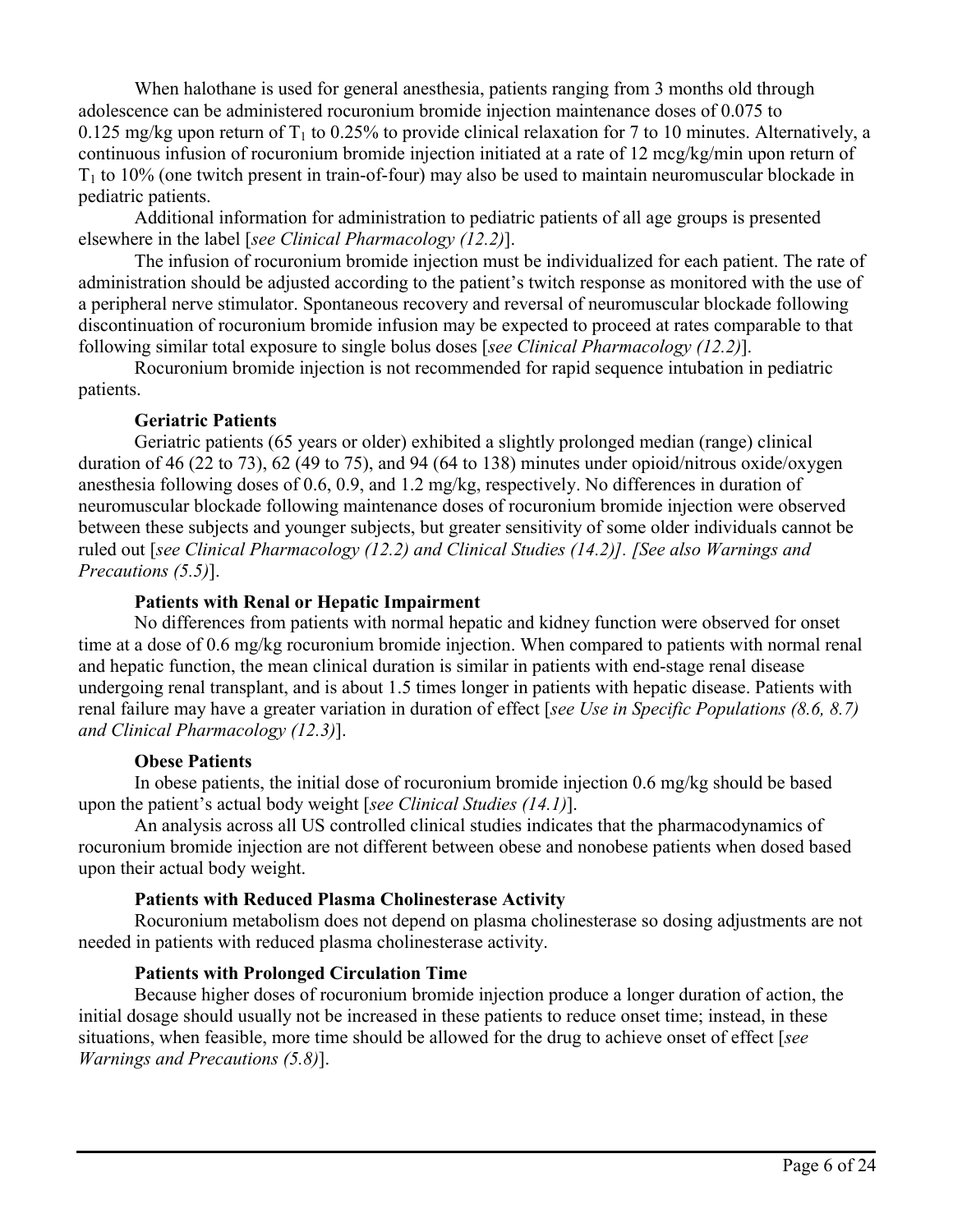When halothane is used for general anesthesia, patients ranging from 3 months old through adolescence can be administered rocuronium bromide injection maintenance doses of 0.075 to 0.125 mg/kg upon return of $T_1$ to 0.25% to provide clinical relaxation for 7 to 10 minutes. Alternatively, a continuous infusion of rocuronium bromide injection initiated at a rate of 12 mcg/kg/min upon return of $T_1$ to 10% (one twitch present in train-of-four) may also be used to maintain neuromuscular blockade in pediatric patients.

Additional information for administration to pediatric patients of all age groups is presented elsewhere in the label [*see Clinical Pharmacology (12.2)*].

The infusion of rocuronium bromide injection must be individualized for each patient. The rate of administration should be adjusted according to the patient's twitch response as monitored with the use of a peripheral nerve stimulator. Spontaneous recovery and reversal of neuromuscular blockade following discontinuation of rocuronium bromide infusion may be expected to proceed at rates comparable to that following similar total exposure to single bolus doses [*see Clinical Pharmacology (12.2)*].

Rocuronium bromide injection is not recommended for rapid sequence intubation in pediatric patients.

**Geriatric Patients**

Geriatric patients (65 years or older) exhibited a slightly prolonged median (range) clinical duration of 46 (22 to 73), 62 (49 to 75), and 94 (64 to 138) minutes under opioid/nitrous oxide/oxygen anesthesia following doses of 0.6, 0.9, and 1.2 mg/kg, respectively. No differences in duration of neuromuscular blockade following maintenance doses of rocuronium bromide injection were observed between these subjects and younger subjects, but greater sensitivity of some older individuals cannot be ruled out [*see Clinical Pharmacology (12.2) and Clinical Studies (14.2)]. [See also Warnings and Precautions (5.5)*].

**Patients with Renal or Hepatic Impairment**

No differences from patients with normal hepatic and kidney function were observed for onset time at a dose of 0.6 mg/kg rocuronium bromide injection. When compared to patients with normal renal and hepatic function, the mean clinical duration is similar in patients with end-stage renal disease undergoing renal transplant, and is about 1.5 times longer in patients with hepatic disease. Patients with renal failure may have a greater variation in duration of effect [*see Use in Specific Populations (8.6, 8.7) and Clinical Pharmacology (12.3)*].

**Obese Patients**

In obese patients, the initial dose of rocuronium bromide injection 0.6 mg/kg should be based upon the patient's actual body weight [*see Clinical Studies (14.1)*].

An analysis across all US controlled clinical studies indicates that the pharmacodynamics of rocuronium bromide injection are not different between obese and nonobese patients when dosed based upon their actual body weight.

**Patients with Reduced Plasma Cholinesterase Activity**

Rocuronium metabolism does not depend on plasma cholinesterase so dosing adjustments are not needed in patients with reduced plasma cholinesterase activity.

**Patients with Prolonged Circulation Time**

Because higher doses of rocuronium bromide injection produce a longer duration of action, the initial dosage should usually not be increased in these patients to reduce onset time; instead, in these situations, when feasible, more time should be allowed for the drug to achieve onset of effect [*see Warnings and Precautions (5.8)*].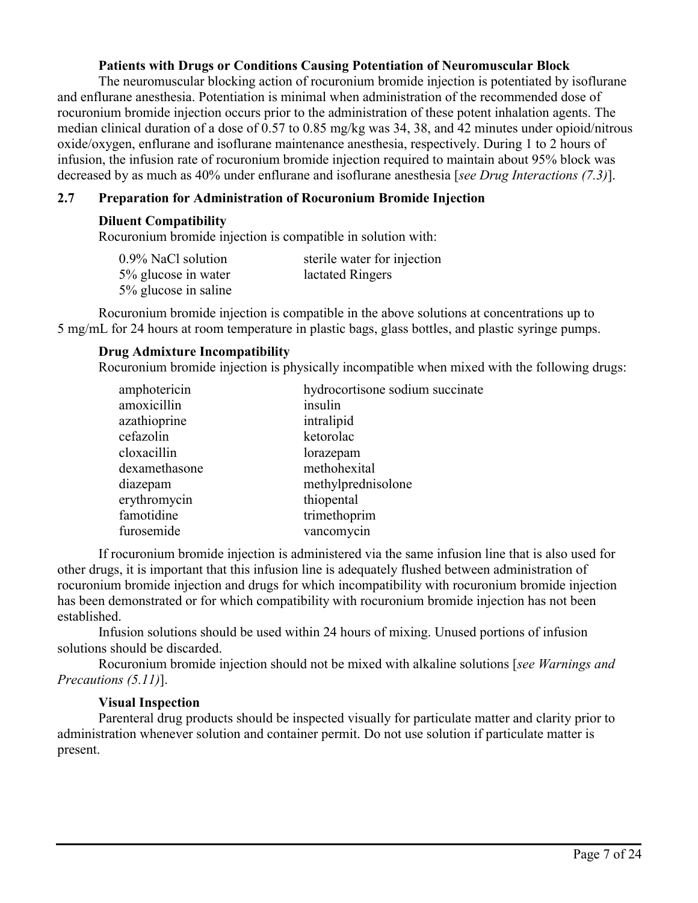**Patients with Drugs or Conditions Causing Potentiation of Neuromuscular Block**

The neuromuscular blocking action of rocuronium bromide injection is potentiated by isoflurane and enflurane anesthesia. Potentiation is minimal when administration of the recommended dose of rocuronium bromide injection occurs prior to the administration of these potent inhalation agents. The median clinical duration of a dose of 0.57 to 0.85 mg/kg was 34, 38, and 42 minutes under opioid/nitrous oxide/oxygen, enflurane and isoflurane maintenance anesthesia, respectively. During 1 to 2 hours of infusion, the infusion rate of rocuronium bromide injection required to maintain about 95% block was decreased by as much as 40% under enflurane and isoflurane anesthesia [*see Drug Interactions (7.3)*].

## 2.7 Preparation for Administration of Rocuronium Bromide Injection

**Diluent Compatibility**

Rocuronium bromide injection is compatible in solution with:

| | |
|---|---|
| 0.9% NaCl solution | sterile water for injection |
| 5% glucose in water | lactated Ringers |
| 5% glucose in saline | |

Rocuronium bromide injection is compatible in the above solutions at concentrations up to 5 mg/mL for 24 hours at room temperature in plastic bags, glass bottles, and plastic syringe pumps.

**Drug Admixture Incompatibility**

Rocuronium bromide injection is physically incompatible when mixed with the following drugs:

| | |
|---|---|
| amphotericin | hydrocortisone sodium succinate |
| amoxicillin | insulin |
| azathioprine | intralipid |
| cefazolin | ketorolac |
| cloxacillin | lorazepam |
| dexamethasone | methohexital |
| diazepam | methylprednisolone |
| erythromycin | thiopental |
| famotidine | trimethoprim |
| furosemide | vancomycin |

If rocuronium bromide injection is administered via the same infusion line that is also used for other drugs, it is important that this infusion line is adequately flushed between administration of rocuronium bromide injection and drugs for which incompatibility with rocuronium bromide injection has been demonstrated or for which compatibility with rocuronium bromide injection has not been established.

Infusion solutions should be used within 24 hours of mixing. Unused portions of infusion solutions should be discarded.

Rocuronium bromide injection should not be mixed with alkaline solutions [*see Warnings and Precautions (5.11)*].

**Visual Inspection**

Parenteral drug products should be inspected visually for particulate matter and clarity prior to administration whenever solution and container permit. Do not use solution if particulate matter is present.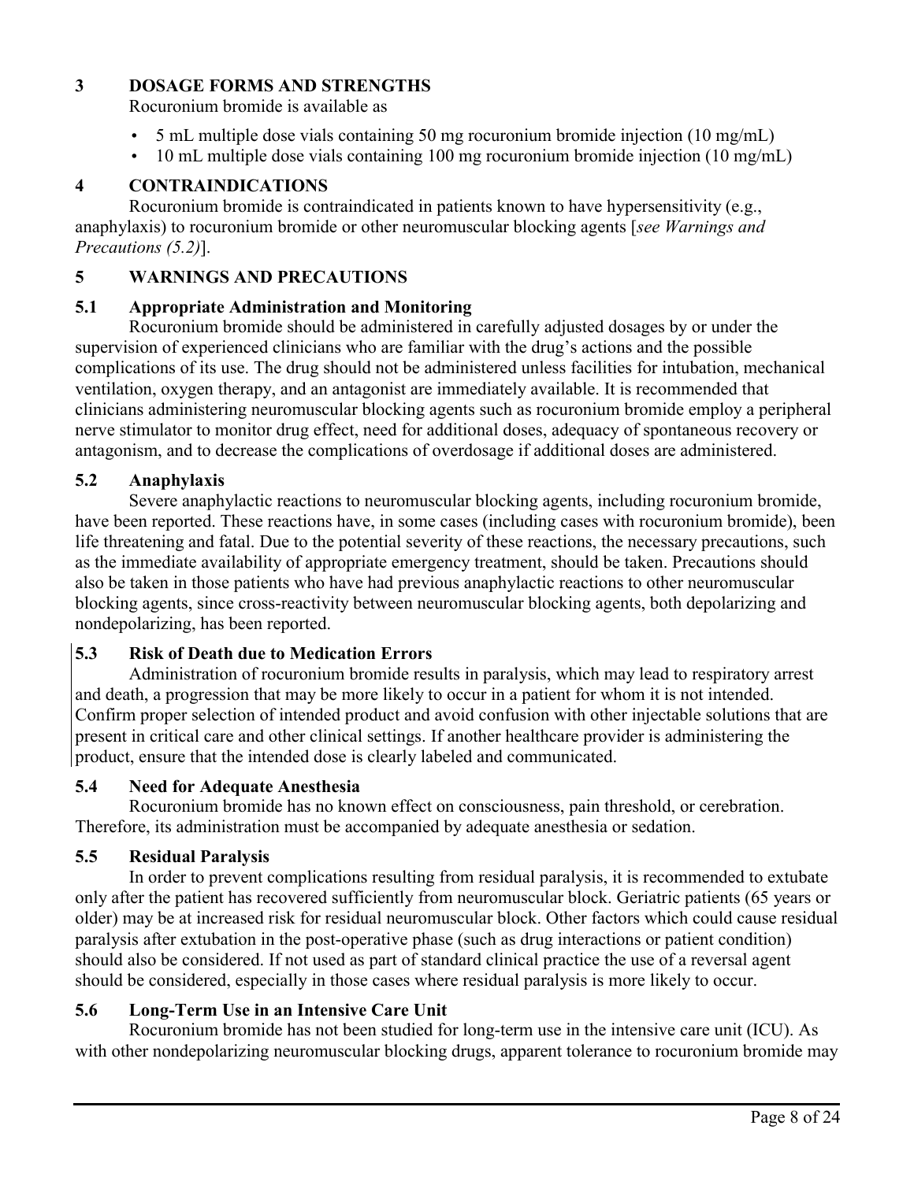## 3 DOSAGE FORMS AND STRENGTHS

Rocuronium bromide is available as

- 5 mL multiple dose vials containing 50 mg rocuronium bromide injection (10 mg/mL)
- 10 mL multiple dose vials containing 100 mg rocuronium bromide injection (10 mg/mL)

## 4 CONTRAINDICATIONS

Rocuronium bromide is contraindicated in patients known to have hypersensitivity (e.g., anaphylaxis) to rocuronium bromide or other neuromuscular blocking agents [*see Warnings and Precautions (5.2)*].

## 5 WARNINGS AND PRECAUTIONS

### 5.1 Appropriate Administration and Monitoring

Rocuronium bromide should be administered in carefully adjusted dosages by or under the supervision of experienced clinicians who are familiar with the drug's actions and the possible complications of its use. The drug should not be administered unless facilities for intubation, mechanical ventilation, oxygen therapy, and an antagonist are immediately available. It is recommended that clinicians administering neuromuscular blocking agents such as rocuronium bromide employ a peripheral nerve stimulator to monitor drug effect, need for additional doses, adequacy of spontaneous recovery or antagonism, and to decrease the complications of overdosage if additional doses are administered.

### 5.2 Anaphylaxis

Severe anaphylactic reactions to neuromuscular blocking agents, including rocuronium bromide, have been reported. These reactions have, in some cases (including cases with rocuronium bromide), been life threatening and fatal. Due to the potential severity of these reactions, the necessary precautions, such as the immediate availability of appropriate emergency treatment, should be taken. Precautions should also be taken in those patients who have had previous anaphylactic reactions to other neuromuscular blocking agents, since cross-reactivity between neuromuscular blocking agents, both depolarizing and nondepolarizing, has been reported.

### 5.3 Risk of Death due to Medication Errors

Administration of rocuronium bromide results in paralysis, which may lead to respiratory arrest and death, a progression that may be more likely to occur in a patient for whom it is not intended. Confirm proper selection of intended product and avoid confusion with other injectable solutions that are present in critical care and other clinical settings. If another healthcare provider is administering the product, ensure that the intended dose is clearly labeled and communicated.

### 5.4 Need for Adequate Anesthesia

Rocuronium bromide has no known effect on consciousness, pain threshold, or cerebration. Therefore, its administration must be accompanied by adequate anesthesia or sedation.

### 5.5 Residual Paralysis

In order to prevent complications resulting from residual paralysis, it is recommended to extubate only after the patient has recovered sufficiently from neuromuscular block. Geriatric patients (65 years or older) may be at increased risk for residual neuromuscular block. Other factors which could cause residual paralysis after extubation in the post-operative phase (such as drug interactions or patient condition) should also be considered. If not used as part of standard clinical practice the use of a reversal agent should be considered, especially in those cases where residual paralysis is more likely to occur.

### 5.6 Long-Term Use in an Intensive Care Unit

Rocuronium bromide has not been studied for long-term use in the intensive care unit (ICU). As with other nondepolarizing neuromuscular blocking drugs, apparent tolerance to rocuronium bromide may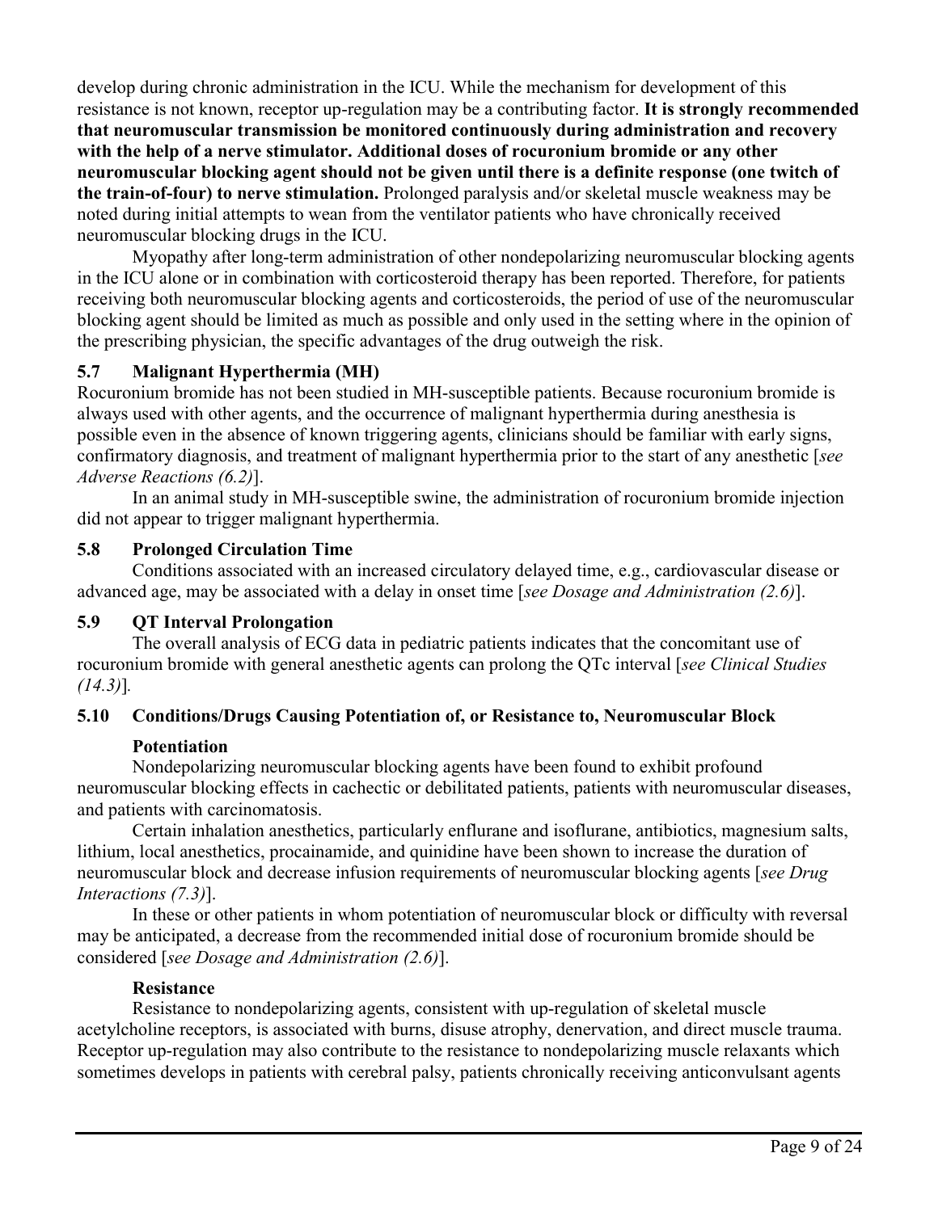develop during chronic administration in the ICU. While the mechanism for development of this resistance is not known, receptor up-regulation may be a contributing factor. **It is strongly recommended that neuromuscular transmission be monitored continuously during administration and recovery with the help of a nerve stimulator. Additional doses of rocuronium bromide or any other neuromuscular blocking agent should not be given until there is a definite response (one twitch of the train-of-four) to nerve stimulation.** Prolonged paralysis and/or skeletal muscle weakness may be noted during initial attempts to wean from the ventilator patients who have chronically received neuromuscular blocking drugs in the ICU.

Myopathy after long-term administration of other nondepolarizing neuromuscular blocking agents in the ICU alone or in combination with corticosteroid therapy has been reported. Therefore, for patients receiving both neuromuscular blocking agents and corticosteroids, the period of use of the neuromuscular blocking agent should be limited as much as possible and only used in the setting where in the opinion of the prescribing physician, the specific advantages of the drug outweigh the risk.

### 5.7 Malignant Hyperthermia (MH)

Rocuronium bromide has not been studied in MH-susceptible patients. Because rocuronium bromide is always used with other agents, and the occurrence of malignant hyperthermia during anesthesia is possible even in the absence of known triggering agents, clinicians should be familiar with early signs, confirmatory diagnosis, and treatment of malignant hyperthermia prior to the start of any anesthetic [*see Adverse Reactions (6.2)*].

In an animal study in MH-susceptible swine, the administration of rocuronium bromide injection did not appear to trigger malignant hyperthermia.

### 5.8 Prolonged Circulation Time

Conditions associated with an increased circulatory delayed time, e.g., cardiovascular disease or advanced age, may be associated with a delay in onset time [*see Dosage and Administration (2.6)*].

### 5.9 QT Interval Prolongation

The overall analysis of ECG data in pediatric patients indicates that the concomitant use of rocuronium bromide with general anesthetic agents can prolong the QTc interval [*see Clinical Studies (14.3)*].

### 5.10 Conditions/Drugs Causing Potentiation of, or Resistance to, Neuromuscular Block

**Potentiation**

Nondepolarizing neuromuscular blocking agents have been found to exhibit profound neuromuscular blocking effects in cachectic or debilitated patients, patients with neuromuscular diseases, and patients with carcinomatosis.

Certain inhalation anesthetics, particularly enflurane and isoflurane, antibiotics, magnesium salts, lithium, local anesthetics, procainamide, and quinidine have been shown to increase the duration of neuromuscular block and decrease infusion requirements of neuromuscular blocking agents [*see Drug Interactions (7.3)*].

In these or other patients in whom potentiation of neuromuscular block or difficulty with reversal may be anticipated, a decrease from the recommended initial dose of rocuronium bromide should be considered [*see Dosage and Administration (2.6)*].

**Resistance**

Resistance to nondepolarizing agents, consistent with up-regulation of skeletal muscle acetylcholine receptors, is associated with burns, disuse atrophy, denervation, and direct muscle trauma. Receptor up-regulation may also contribute to the resistance to nondepolarizing muscle relaxants which sometimes develops in patients with cerebral palsy, patients chronically receiving anticonvulsant agents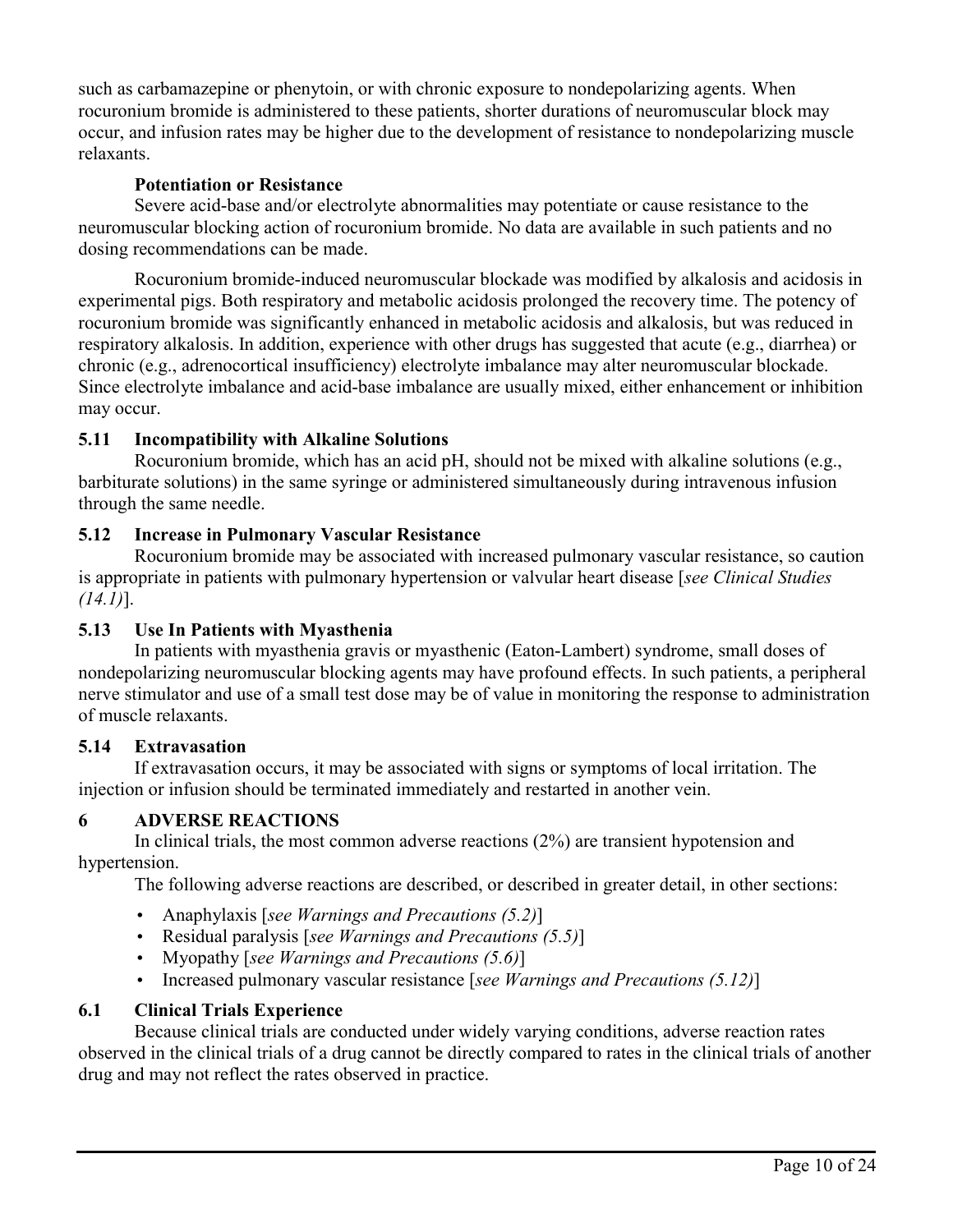such as carbamazepine or phenytoin, or with chronic exposure to nondepolarizing agents. When rocuronium bromide is administered to these patients, shorter durations of neuromuscular block may occur, and infusion rates may be higher due to the development of resistance to nondepolarizing muscle relaxants.

**Potentiation or Resistance**

Severe acid-base and/or electrolyte abnormalities may potentiate or cause resistance to the neuromuscular blocking action of rocuronium bromide. No data are available in such patients and no dosing recommendations can be made.

Rocuronium bromide-induced neuromuscular blockade was modified by alkalosis and acidosis in experimental pigs. Both respiratory and metabolic acidosis prolonged the recovery time. The potency of rocuronium bromide was significantly enhanced in metabolic acidosis and alkalosis, but was reduced in respiratory alkalosis. In addition, experience with other drugs has suggested that acute (e.g., diarrhea) or chronic (e.g., adrenocortical insufficiency) electrolyte imbalance may alter neuromuscular blockade. Since electrolyte imbalance and acid-base imbalance are usually mixed, either enhancement or inhibition may occur.

### 5.11 Incompatibility with Alkaline Solutions

Rocuronium bromide, which has an acid pH, should not be mixed with alkaline solutions (e.g., barbiturate solutions) in the same syringe or administered simultaneously during intravenous infusion through the same needle.

### 5.12 Increase in Pulmonary Vascular Resistance

Rocuronium bromide may be associated with increased pulmonary vascular resistance, so caution is appropriate in patients with pulmonary hypertension or valvular heart disease [*see Clinical Studies (14.1)*].

### 5.13 Use In Patients with Myasthenia

In patients with myasthenia gravis or myasthenic (Eaton-Lambert) syndrome, small doses of nondepolarizing neuromuscular blocking agents may have profound effects. In such patients, a peripheral nerve stimulator and use of a small test dose may be of value in monitoring the response to administration of muscle relaxants.

### 5.14 Extravasation

If extravasation occurs, it may be associated with signs or symptoms of local irritation. The injection or infusion should be terminated immediately and restarted in another vein.

## 6 ADVERSE REACTIONS

In clinical trials, the most common adverse reactions (2%) are transient hypotension and hypertension.

The following adverse reactions are described, or described in greater detail, in other sections:

- Anaphylaxis [*see Warnings and Precautions (5.2)*]
- Residual paralysis [*see Warnings and Precautions (5.5)*]
- Myopathy [*see Warnings and Precautions (5.6)*]
- Increased pulmonary vascular resistance [*see Warnings and Precautions (5.12)*]

### 6.1 Clinical Trials Experience

Because clinical trials are conducted under widely varying conditions, adverse reaction rates observed in the clinical trials of a drug cannot be directly compared to rates in the clinical trials of another drug and may not reflect the rates observed in practice.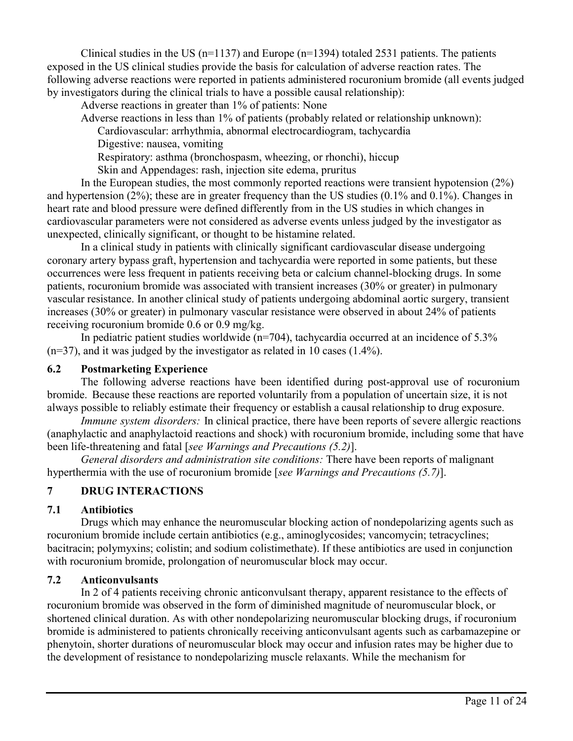Clinical studies in the US (n=1137) and Europe (n=1394) totaled 2531 patients. The patients exposed in the US clinical studies provide the basis for calculation of adverse reaction rates. The following adverse reactions were reported in patients administered rocuronium bromide (all events judged by investigators during the clinical trials to have a possible causal relationship):

Adverse reactions in greater than 1% of patients: None

Adverse reactions in less than 1% of patients (probably related or relationship unknown):

Cardiovascular: arrhythmia, abnormal electrocardiogram, tachycardia

Digestive: nausea, vomiting

Respiratory: asthma (bronchospasm, wheezing, or rhonchi), hiccup

Skin and Appendages: rash, injection site edema, pruritus

In the European studies, the most commonly reported reactions were transient hypotension (2%) and hypertension (2%); these are in greater frequency than the US studies (0.1% and 0.1%). Changes in heart rate and blood pressure were defined differently from in the US studies in which changes in cardiovascular parameters were not considered as adverse events unless judged by the investigator as unexpected, clinically significant, or thought to be histamine related.

In a clinical study in patients with clinically significant cardiovascular disease undergoing coronary artery bypass graft, hypertension and tachycardia were reported in some patients, but these occurrences were less frequent in patients receiving beta or calcium channel-blocking drugs. In some patients, rocuronium bromide was associated with transient increases (30% or greater) in pulmonary vascular resistance. In another clinical study of patients undergoing abdominal aortic surgery, transient increases (30% or greater) in pulmonary vascular resistance were observed in about 24% of patients receiving rocuronium bromide 0.6 or 0.9 mg/kg.

In pediatric patient studies worldwide (n=704), tachycardia occurred at an incidence of 5.3% (n=37), and it was judged by the investigator as related in 10 cases (1.4%).

### 6.2 Postmarketing Experience

The following adverse reactions have been identified during post-approval use of rocuronium bromide. Because these reactions are reported voluntarily from a population of uncertain size, it is not always possible to reliably estimate their frequency or establish a causal relationship to drug exposure.

*Immune system disorders:* In clinical practice, there have been reports of severe allergic reactions (anaphylactic and anaphylactoid reactions and shock) with rocuronium bromide, including some that have been life-threatening and fatal [*see Warnings and Precautions (5.2)*].

*General disorders and administration site conditions:* There have been reports of malignant hyperthermia with the use of rocuronium bromide [*see Warnings and Precautions (5.7)*].

## 7 DRUG INTERACTIONS

### 7.1 Antibiotics

Drugs which may enhance the neuromuscular blocking action of nondepolarizing agents such as rocuronium bromide include certain antibiotics (e.g., aminoglycosides; vancomycin; tetracyclines; bacitracin; polymyxins; colistin; and sodium colistimethate). If these antibiotics are used in conjunction with rocuronium bromide, prolongation of neuromuscular block may occur.

### 7.2 Anticonvulsants

In 2 of 4 patients receiving chronic anticonvulsant therapy, apparent resistance to the effects of rocuronium bromide was observed in the form of diminished magnitude of neuromuscular block, or shortened clinical duration. As with other nondepolarizing neuromuscular blocking drugs, if rocuronium bromide is administered to patients chronically receiving anticonvulsant agents such as carbamazepine or phenytoin, shorter durations of neuromuscular block may occur and infusion rates may be higher due to the development of resistance to nondepolarizing muscle relaxants. While the mechanism for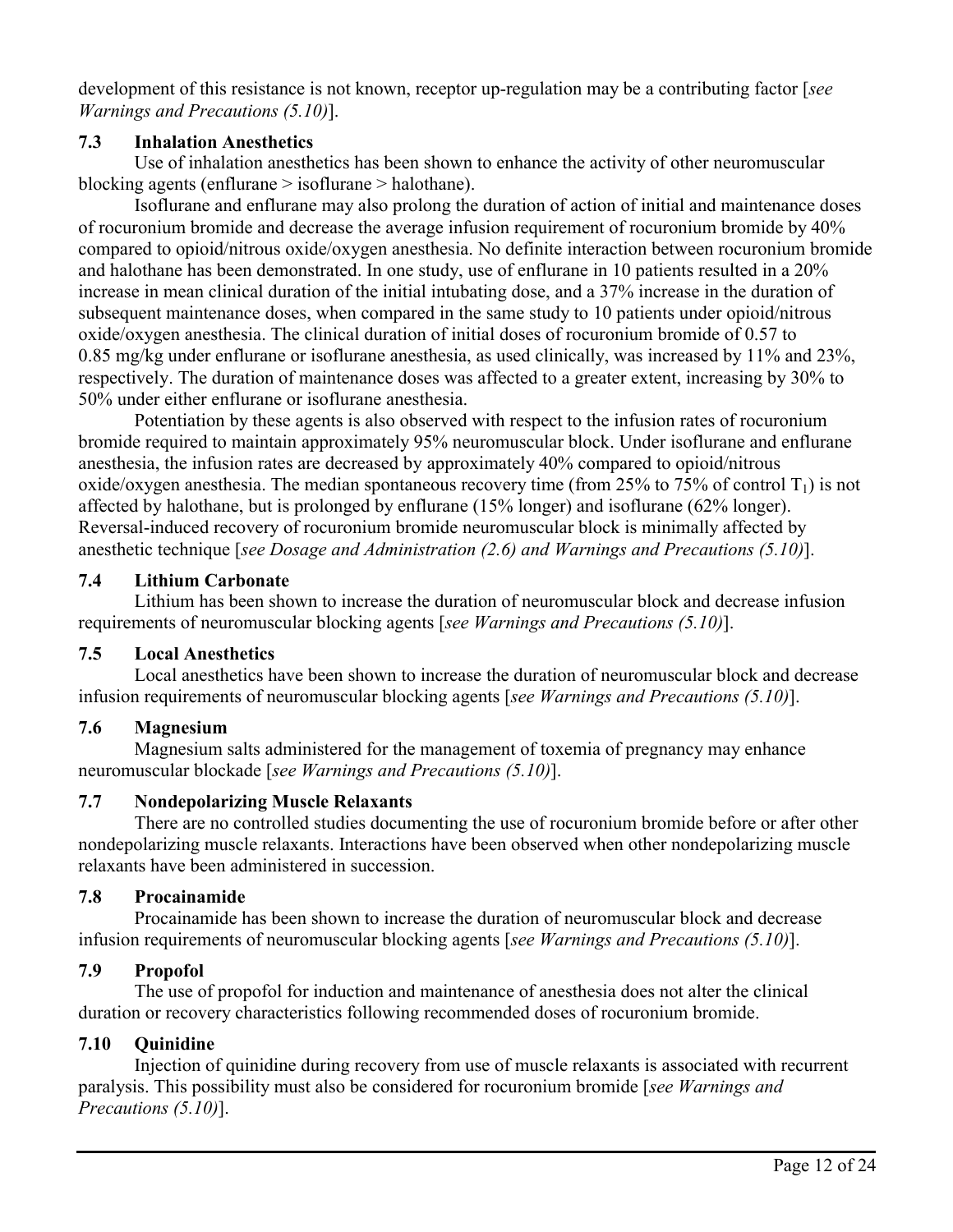development of this resistance is not known, receptor up-regulation may be a contributing factor [*see Warnings and Precautions (5.10)*].

### 7.3 Inhalation Anesthetics

Use of inhalation anesthetics has been shown to enhance the activity of other neuromuscular blocking agents (enflurane > isoflurane > halothane).

Isoflurane and enflurane may also prolong the duration of action of initial and maintenance doses of rocuronium bromide and decrease the average infusion requirement of rocuronium bromide by 40% compared to opioid/nitrous oxide/oxygen anesthesia. No definite interaction between rocuronium bromide and halothane has been demonstrated. In one study, use of enflurane in 10 patients resulted in a 20% increase in mean clinical duration of the initial intubating dose, and a 37% increase in the duration of subsequent maintenance doses, when compared in the same study to 10 patients under opioid/nitrous oxide/oxygen anesthesia. The clinical duration of initial doses of rocuronium bromide of 0.57 to 0.85 mg/kg under enflurane or isoflurane anesthesia, as used clinically, was increased by 11% and 23%, respectively. The duration of maintenance doses was affected to a greater extent, increasing by 30% to 50% under either enflurane or isoflurane anesthesia.

Potentiation by these agents is also observed with respect to the infusion rates of rocuronium bromide required to maintain approximately 95% neuromuscular block. Under isoflurane and enflurane anesthesia, the infusion rates are decreased by approximately 40% compared to opioid/nitrous oxide/oxygen anesthesia. The median spontaneous recovery time (from 25% to 75% of control $T_1$) is not affected by halothane, but is prolonged by enflurane (15% longer) and isoflurane (62% longer). Reversal-induced recovery of rocuronium bromide neuromuscular block is minimally affected by anesthetic technique [*see Dosage and Administration (2.6) and Warnings and Precautions (5.10)*].

### 7.4 Lithium Carbonate

Lithium has been shown to increase the duration of neuromuscular block and decrease infusion requirements of neuromuscular blocking agents [*see Warnings and Precautions (5.10)*].

### 7.5 Local Anesthetics

Local anesthetics have been shown to increase the duration of neuromuscular block and decrease infusion requirements of neuromuscular blocking agents [*see Warnings and Precautions (5.10)*].

### 7.6 Magnesium

Magnesium salts administered for the management of toxemia of pregnancy may enhance neuromuscular blockade [*see Warnings and Precautions (5.10)*].

### 7.7 Nondepolarizing Muscle Relaxants

There are no controlled studies documenting the use of rocuronium bromide before or after other nondepolarizing muscle relaxants. Interactions have been observed when other nondepolarizing muscle relaxants have been administered in succession.

### 7.8 Procainamide

Procainamide has been shown to increase the duration of neuromuscular block and decrease infusion requirements of neuromuscular blocking agents [*see Warnings and Precautions (5.10)*].

### 7.9 Propofol

The use of propofol for induction and maintenance of anesthesia does not alter the clinical duration or recovery characteristics following recommended doses of rocuronium bromide.

### 7.10 Quinidine

Injection of quinidine during recovery from use of muscle relaxants is associated with recurrent paralysis. This possibility must also be considered for rocuronium bromide [*see Warnings and Precautions (5.10)*].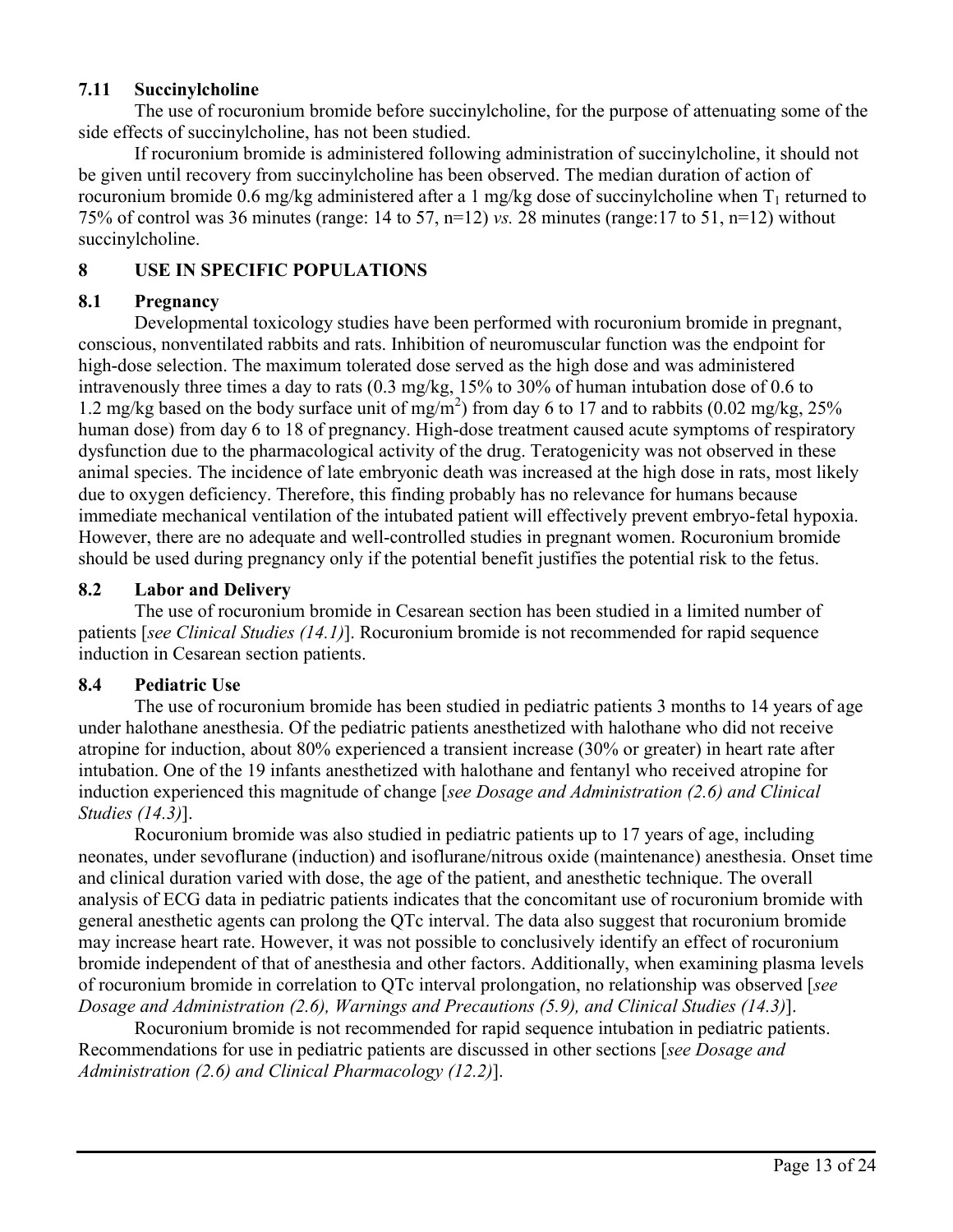### 7.11 Succinylcholine

The use of rocuronium bromide before succinylcholine, for the purpose of attenuating some of the side effects of succinylcholine, has not been studied.

If rocuronium bromide is administered following administration of succinylcholine, it should not be given until recovery from succinylcholine has been observed. The median duration of action of rocuronium bromide 0.6 mg/kg administered after a 1 mg/kg dose of succinylcholine when $T_1$ returned to 75% of control was 36 minutes (range: 14 to 57, n=12) *vs.* 28 minutes (range:17 to 51, n=12) without succinylcholine.

## 8 USE IN SPECIFIC POPULATIONS

### 8.1 Pregnancy

Developmental toxicology studies have been performed with rocuronium bromide in pregnant, conscious, nonventilated rabbits and rats. Inhibition of neuromuscular function was the endpoint for high-dose selection. The maximum tolerated dose served as the high dose and was administered intravenously three times a day to rats (0.3 mg/kg, 15% to 30% of human intubation dose of 0.6 to 1.2 mg/kg based on the body surface unit of $mg/m^2$) from day 6 to 17 and to rabbits (0.02 mg/kg, 25% human dose) from day 6 to 18 of pregnancy. High-dose treatment caused acute symptoms of respiratory dysfunction due to the pharmacological activity of the drug. Teratogenicity was not observed in these animal species. The incidence of late embryonic death was increased at the high dose in rats, most likely due to oxygen deficiency. Therefore, this finding probably has no relevance for humans because immediate mechanical ventilation of the intubated patient will effectively prevent embryo-fetal hypoxia. However, there are no adequate and well-controlled studies in pregnant women. Rocuronium bromide should be used during pregnancy only if the potential benefit justifies the potential risk to the fetus.

### 8.2 Labor and Delivery

The use of rocuronium bromide in Cesarean section has been studied in a limited number of patients [*see Clinical Studies (14.1)*]. Rocuronium bromide is not recommended for rapid sequence induction in Cesarean section patients.

### 8.4 Pediatric Use

The use of rocuronium bromide has been studied in pediatric patients 3 months to 14 years of age under halothane anesthesia. Of the pediatric patients anesthetized with halothane who did not receive atropine for induction, about 80% experienced a transient increase (30% or greater) in heart rate after intubation. One of the 19 infants anesthetized with halothane and fentanyl who received atropine for induction experienced this magnitude of change [*see Dosage and Administration (2.6) and Clinical Studies (14.3)*].

Rocuronium bromide was also studied in pediatric patients up to 17 years of age, including neonates, under sevoflurane (induction) and isoflurane/nitrous oxide (maintenance) anesthesia. Onset time and clinical duration varied with dose, the age of the patient, and anesthetic technique. The overall analysis of ECG data in pediatric patients indicates that the concomitant use of rocuronium bromide with general anesthetic agents can prolong the QTc interval. The data also suggest that rocuronium bromide may increase heart rate. However, it was not possible to conclusively identify an effect of rocuronium bromide independent of that of anesthesia and other factors. Additionally, when examining plasma levels of rocuronium bromide in correlation to QTc interval prolongation, no relationship was observed [*see Dosage and Administration (2.6), Warnings and Precautions (5.9), and Clinical Studies (14.3)*].

Rocuronium bromide is not recommended for rapid sequence intubation in pediatric patients. Recommendations for use in pediatric patients are discussed in other sections [*see Dosage and Administration (2.6) and Clinical Pharmacology (12.2)*].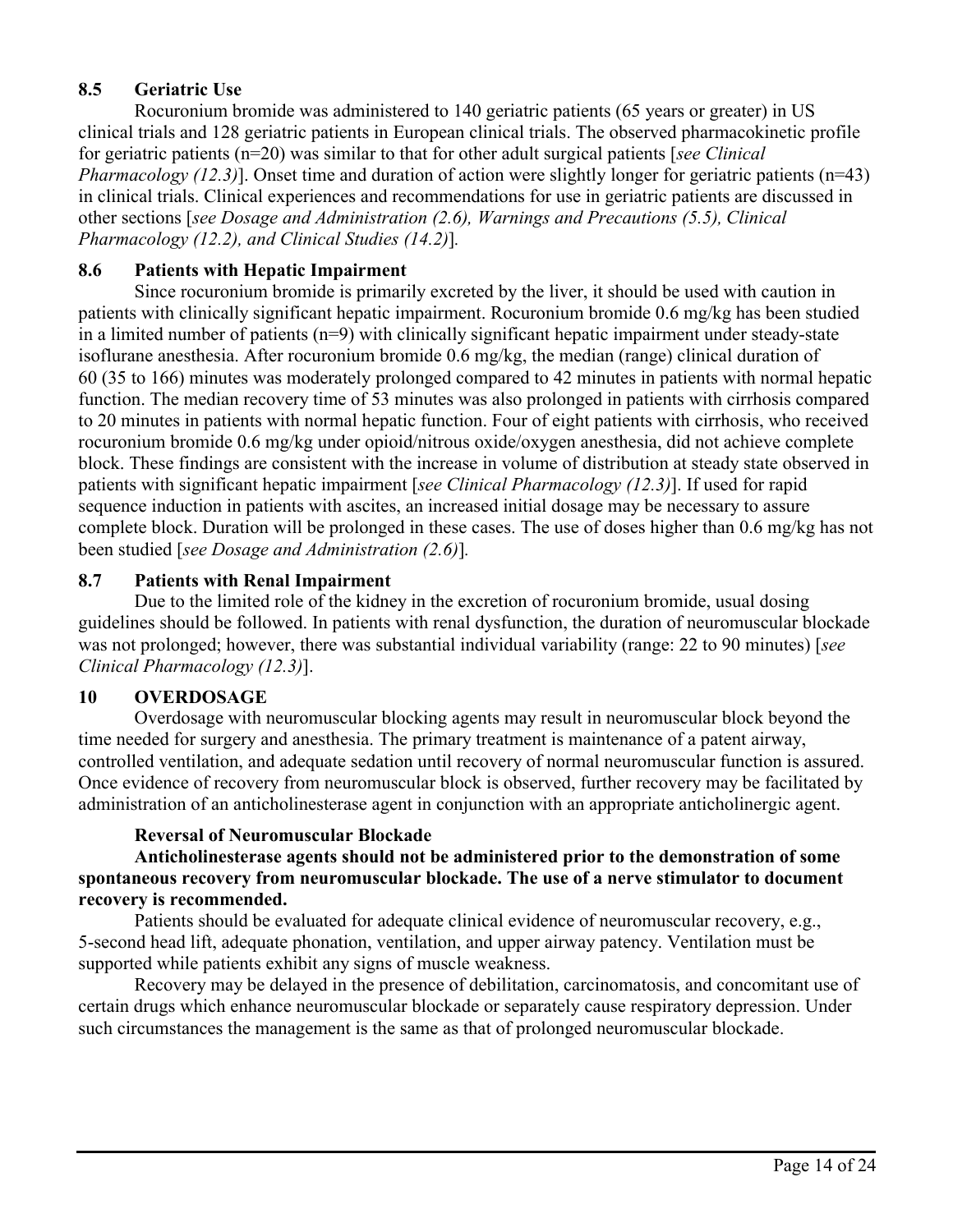### 8.5 Geriatric Use

Rocuronium bromide was administered to 140 geriatric patients (65 years or greater) in US clinical trials and 128 geriatric patients in European clinical trials. The observed pharmacokinetic profile for geriatric patients (n=20) was similar to that for other adult surgical patients [*see Clinical Pharmacology (12.3)*]. Onset time and duration of action were slightly longer for geriatric patients (n=43) in clinical trials. Clinical experiences and recommendations for use in geriatric patients are discussed in other sections [*see Dosage and Administration (2.6), Warnings and Precautions (5.5), Clinical Pharmacology (12.2), and Clinical Studies (14.2)*].

### 8.6 Patients with Hepatic Impairment

Since rocuronium bromide is primarily excreted by the liver, it should be used with caution in patients with clinically significant hepatic impairment. Rocuronium bromide 0.6 mg/kg has been studied in a limited number of patients (n=9) with clinically significant hepatic impairment under steady-state isoflurane anesthesia. After rocuronium bromide 0.6 mg/kg, the median (range) clinical duration of 60 (35 to 166) minutes was moderately prolonged compared to 42 minutes in patients with normal hepatic function. The median recovery time of 53 minutes was also prolonged in patients with cirrhosis compared to 20 minutes in patients with normal hepatic function. Four of eight patients with cirrhosis, who received rocuronium bromide 0.6 mg/kg under opioid/nitrous oxide/oxygen anesthesia, did not achieve complete block. These findings are consistent with the increase in volume of distribution at steady state observed in patients with significant hepatic impairment [*see Clinical Pharmacology (12.3)*]. If used for rapid sequence induction in patients with ascites, an increased initial dosage may be necessary to assure complete block. Duration will be prolonged in these cases. The use of doses higher than 0.6 mg/kg has not been studied [*see Dosage and Administration (2.6)*].

### 8.7 Patients with Renal Impairment

Due to the limited role of the kidney in the excretion of rocuronium bromide, usual dosing guidelines should be followed. In patients with renal dysfunction, the duration of neuromuscular blockade was not prolonged; however, there was substantial individual variability (range: 22 to 90 minutes) [*see Clinical Pharmacology (12.3)*].

## 10 OVERDOSAGE

Overdosage with neuromuscular blocking agents may result in neuromuscular block beyond the time needed for surgery and anesthesia. The primary treatment is maintenance of a patent airway, controlled ventilation, and adequate sedation until recovery of normal neuromuscular function is assured. Once evidence of recovery from neuromuscular block is observed, further recovery may be facilitated by administration of an anticholinesterase agent in conjunction with an appropriate anticholinergic agent.

**Reversal of Neuromuscular Blockade**

**Anticholinesterase agents should not be administered prior to the demonstration of some spontaneous recovery from neuromuscular blockade. The use of a nerve stimulator to document recovery is recommended.**

Patients should be evaluated for adequate clinical evidence of neuromuscular recovery, e.g., 5-second head lift, adequate phonation, ventilation, and upper airway patency. Ventilation must be supported while patients exhibit any signs of muscle weakness.

Recovery may be delayed in the presence of debilitation, carcinomatosis, and concomitant use of certain drugs which enhance neuromuscular blockade or separately cause respiratory depression. Under such circumstances the management is the same as that of prolonged neuromuscular blockade.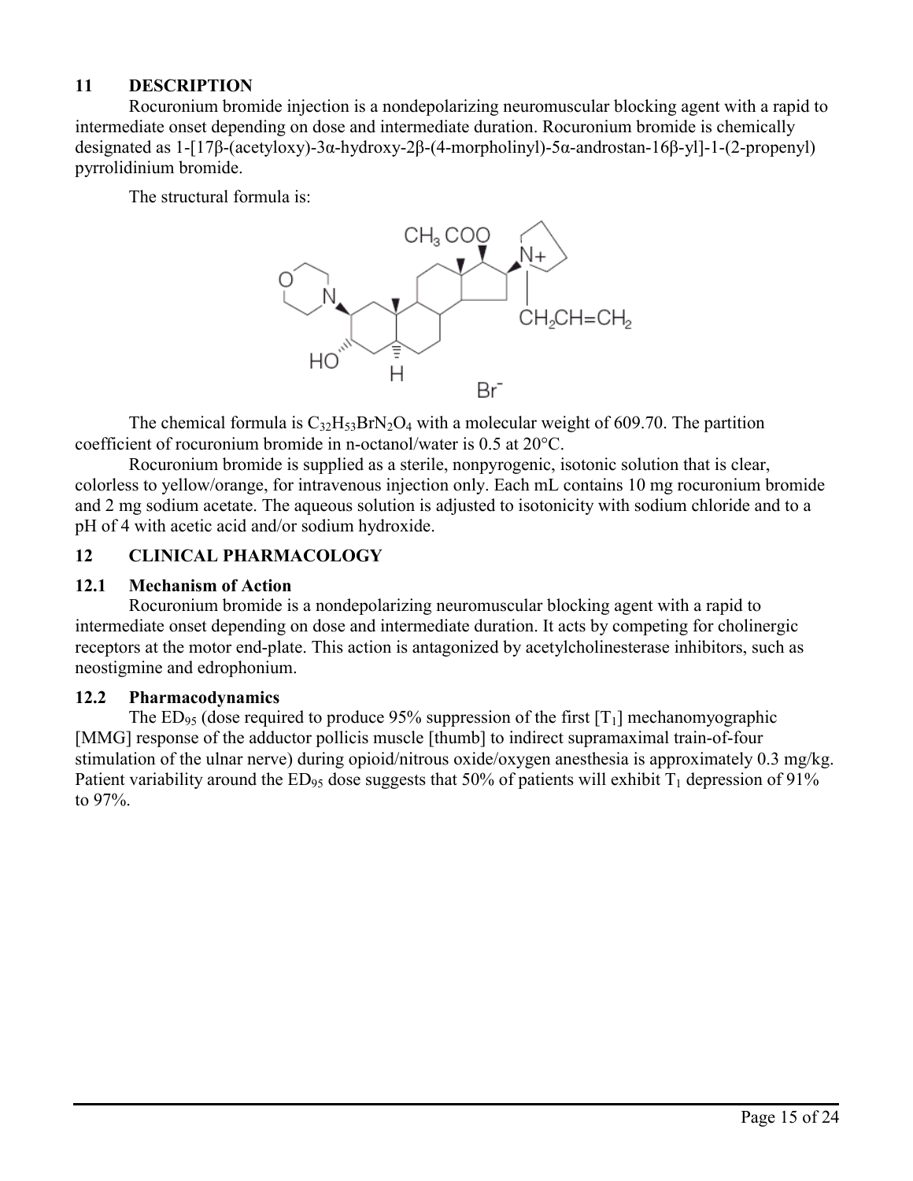## 11 DESCRIPTION

Rocuronium bromide injection is a nondepolarizing neuromuscular blocking agent with a rapid to intermediate onset depending on dose and intermediate duration. Rocuronium bromide is chemically designated as 1-[17β-(acetyloxy)-3α-hydroxy-2β-(4-morpholinyl)-5α-androstan-16β-yl]-1-(2-propenyl) pyrrolidinium bromide.

The structural formula is:

The chemical formula is $C_{32}H_{53}BrN_2O_4$ with a molecular weight of 609.70. The partition coefficient of rocuronium bromide in n-octanol/water is 0.5 at 20°C.

Rocuronium bromide is supplied as a sterile, nonpyrogenic, isotonic solution that is clear, colorless to yellow/orange, for intravenous injection only. Each mL contains 10 mg rocuronium bromide and 2 mg sodium acetate. The aqueous solution is adjusted to isotonicity with sodium chloride and to a pH of 4 with acetic acid and/or sodium hydroxide.

## 12 CLINICAL PHARMACOLOGY

### 12.1 Mechanism of Action

Rocuronium bromide is a nondepolarizing neuromuscular blocking agent with a rapid to intermediate onset depending on dose and intermediate duration. It acts by competing for cholinergic receptors at the motor end-plate. This action is antagonized by acetylcholinesterase inhibitors, such as neostigmine and edrophonium.

### 12.2 Pharmacodynamics

The $ED_{95}$ (dose required to produce 95% suppression of the first [$T_1$] mechanomyographic [MMG] response of the adductor pollicis muscle [thumb] to indirect supramaximal train-of-four stimulation of the ulnar nerve) during opioid/nitrous oxide/oxygen anesthesia is approximately 0.3 mg/kg. Patient variability around the $ED_{95}$ dose suggests that 50% of patients will exhibit $T_1$ depression of 91% to 97%.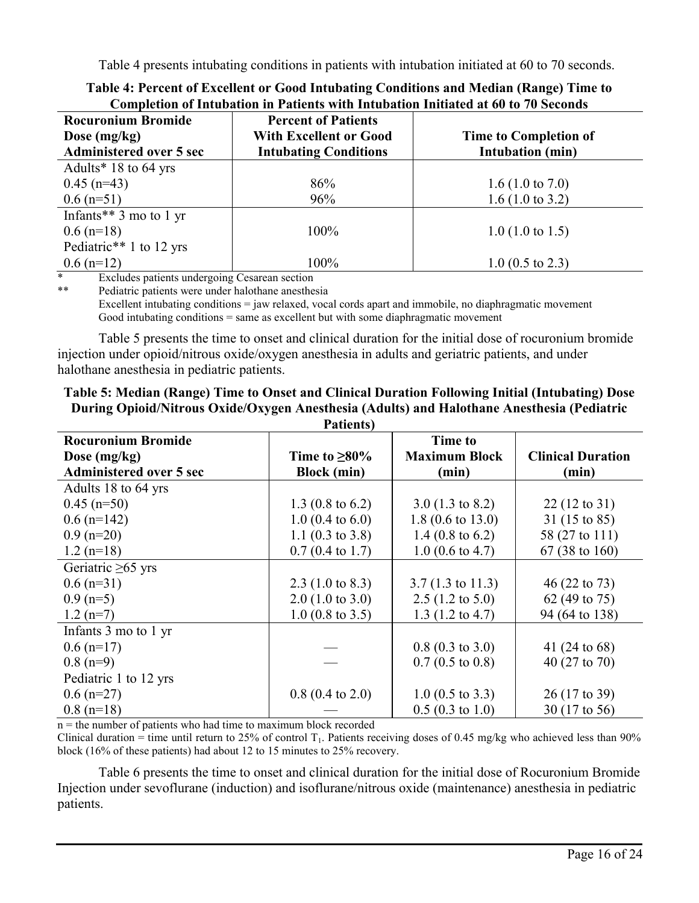Table 4 presents intubating conditions in patients with intubation initiated at 60 to 70 seconds.

**Table 4: Percent of Excellent or Good Intubating Conditions and Median (Range) Time to Completion of Intubation in Patients with Intubation Initiated at 60 to 70 Seconds**

| Rocuronium Bromide Dose (mg/kg) Administered over 5 sec | Percent of Patients With Excellent or Good Intubating Conditions | Time to Completion of Intubation (min) |
|---|---|---|
| Adults* 18 to 64 yrs | | |
| 0.45 (n=43) | 86% | 1.6 (1.0 to 7.0) |
| 0.6 (n=51) | 96% | 1.6 (1.0 to 3.2) |
| Infants** 3 mo to 1 yr | | |
| 0.6 (n=18) | 100% | 1.0 (1.0 to 1.5) |
| Pediatric** 1 to 12 yrs | | |
| 0.6 (n=12) | 100% | 1.0 (0.5 to 2.3) |

\* Excludes patients undergoing Cesarean section

\*\* Pediatric patients were under halothane anesthesia

Excellent intubating conditions = jaw relaxed, vocal cords apart and immobile, no diaphragmatic movement

Good intubating conditions = same as excellent but with some diaphragmatic movement

Table 5 presents the time to onset and clinical duration for the initial dose of rocuronium bromide injection under opioid/nitrous oxide/oxygen anesthesia in adults and geriatric patients, and under halothane anesthesia in pediatric patients.

**Table 5: Median (Range) Time to Onset and Clinical Duration Following Initial (Intubating) Dose During Opioid/Nitrous Oxide/Oxygen Anesthesia (Adults) and Halothane Anesthesia (Pediatric Patients)**

| Rocuronium Bromide Dose (mg/kg) Administered over 5 sec | Time to ≥80% Block (min) | Time to Maximum Block (min) | Clinical Duration (min) |
|---|---|---|---|
| Adults 18 to 64 yrs | | | |
| 0.45 (n=50) | 1.3 (0.8 to 6.2) | 3.0 (1.3 to 8.2) | 22 (12 to 31) |
| 0.6 (n=142) | 1.0 (0.4 to 6.0) | 1.8 (0.6 to 13.0) | 31 (15 to 85) |
| 0.9 (n=20) | 1.1 (0.3 to 3.8) | 1.4 (0.8 to 6.2) | 58 (27 to 111) |
| 1.2 (n=18) | 0.7 (0.4 to 1.7) | 1.0 (0.6 to 4.7) | 67 (38 to 160) |
| Geriatric ≥65 yrs | | | |
| 0.6 (n=31) | 2.3 (1.0 to 8.3) | 3.7 (1.3 to 11.3) | 46 (22 to 73) |
| 0.9 (n=5) | 2.0 (1.0 to 3.0) | 2.5 (1.2 to 5.0) | 62 (49 to 75) |
| 1.2 (n=7) | 1.0 (0.8 to 3.5) | 1.3 (1.2 to 4.7) | 94 (64 to 138) |
| Infants 3 mo to 1 yr | | | |
| 0.6 (n=17) | — | 0.8 (0.3 to 3.0) | 41 (24 to 68) |
| 0.8 (n=9) | — | 0.7 (0.5 to 0.8) | 40 (27 to 70) |
| Pediatric 1 to 12 yrs | | | |
| 0.6 (n=27) | 0.8 (0.4 to 2.0) | 1.0 (0.5 to 3.3) | 26 (17 to 39) |
| 0.8 (n=18) | — | 0.5 (0.3 to 1.0) | 30 (17 to 56) |

n = the number of patients who had time to maximum block recorded

Clinical duration = time until return to 25% of control $T_1$. Patients receiving doses of 0.45 mg/kg who achieved less than 90% block (16% of these patients) had about 12 to 15 minutes to 25% recovery.

Table 6 presents the time to onset and clinical duration for the initial dose of Rocuronium Bromide Injection under sevoflurane (induction) and isoflurane/nitrous oxide (maintenance) anesthesia in pediatric patients.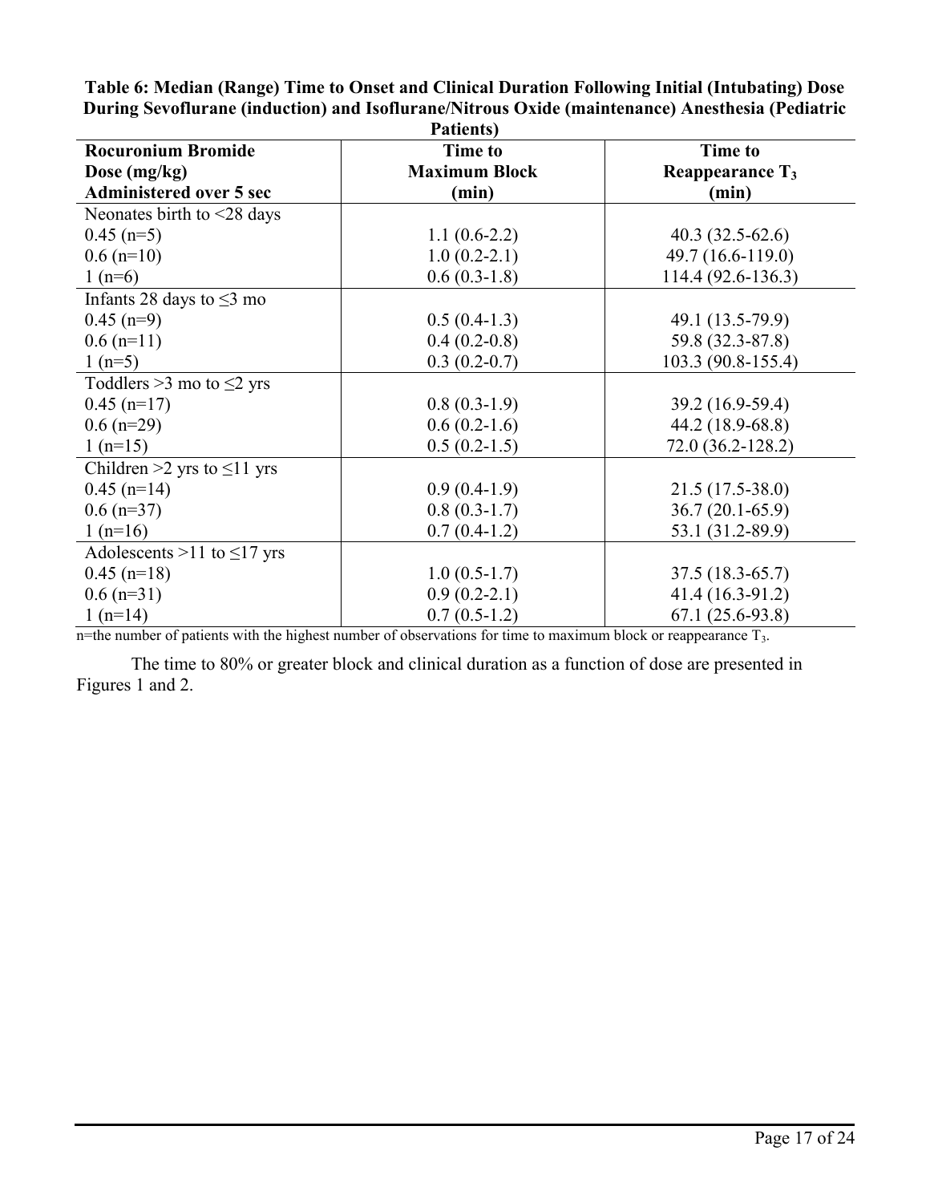**Table 6: Median (Range) Time to Onset and Clinical Duration Following Initial (Intubating) Dose During Sevoflurane (induction) and Isoflurane/Nitrous Oxide (maintenance) Anesthesia (Pediatric Patients)**

| Rocuronium Bromide Dose (mg/kg) Administered over 5 sec | Time to Maximum Block (min) | Time to Reappearance $T_3$ (min) |
|---|---|---|
| Neonates birth to <28 days | | |
| 0.45 (n=5) | 1.1 (0.6-2.2) | 40.3 (32.5-62.6) |
| 0.6 (n=10) | 1.0 (0.2-2.1) | 49.7 (16.6-119.0) |
| 1 (n=6) | 0.6 (0.3-1.8) | 114.4 (92.6-136.3) |
| Infants 28 days to ≤3 mo | | |
| 0.45 (n=9) | 0.5 (0.4-1.3) | 49.1 (13.5-79.9) |
| 0.6 (n=11) | 0.4 (0.2-0.8) | 59.8 (32.3-87.8) |
| 1 (n=5) | 0.3 (0.2-0.7) | 103.3 (90.8-155.4) |
| Toddlers >3 mo to ≤2 yrs | | |
| 0.45 (n=17) | 0.8 (0.3-1.9) | 39.2 (16.9-59.4) |
| 0.6 (n=29) | 0.6 (0.2-1.6) | 44.2 (18.9-68.8) |
| 1 (n=15) | 0.5 (0.2-1.5) | 72.0 (36.2-128.2) |
| Children >2 yrs to ≤11 yrs | | |
| 0.45 (n=14) | 0.9 (0.4-1.9) | 21.5 (17.5-38.0) |
| 0.6 (n=37) | 0.8 (0.3-1.7) | 36.7 (20.1-65.9) |
| 1 (n=16) | 0.7 (0.4-1.2) | 53.1 (31.2-89.9) |
| Adolescents >11 to ≤17 yrs | | |
| 0.45 (n=18) | 1.0 (0.5-1.7) | 37.5 (18.3-65.7) |
| 0.6 (n=31) | 0.9 (0.2-2.1) | 41.4 (16.3-91.2) |
| 1 (n=14) | 0.7 (0.5-1.2) | 67.1 (25.6-93.8) |

n=the number of patients with the highest number of observations for time to maximum block or reappearance $T_3$.

The time to 80% or greater block and clinical duration as a function of dose are presented in Figures 1 and 2.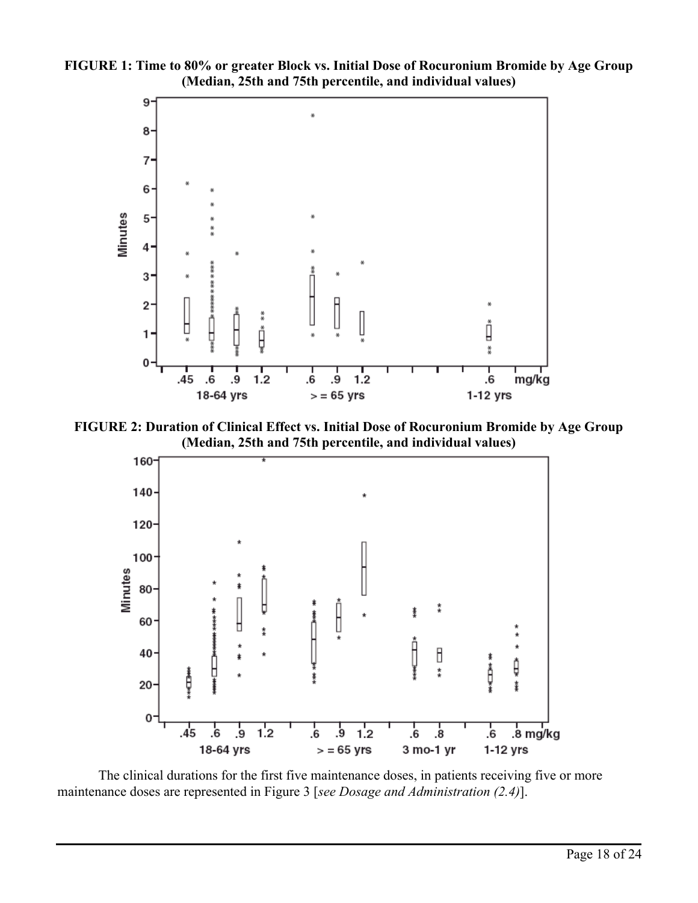**FIGURE 1: Time to 80% or greater Block vs. Initial Dose of Rocuronium Bromide by Age Group (Median, 25th and 75th percentile, and individual values)**

**FIGURE 2: Duration of Clinical Effect vs. Initial Dose of Rocuronium Bromide by Age Group (Median, 25th and 75th percentile, and individual values)**

The clinical durations for the first five maintenance doses, in patients receiving five or more maintenance doses are represented in Figure 3 [*see Dosage and Administration (2.4)*].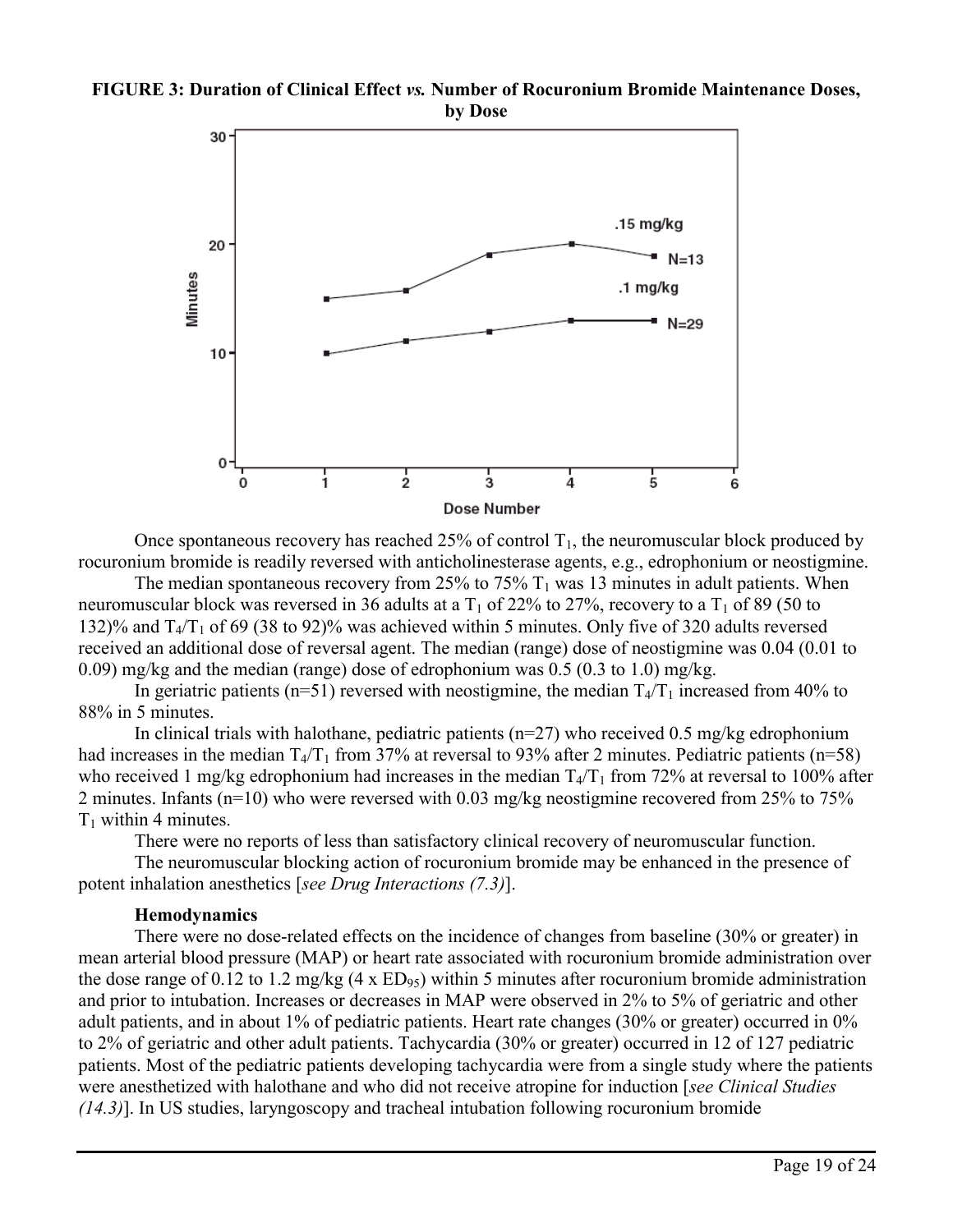**FIGURE 3: Duration of Clinical Effect *vs.* Number of Rocuronium Bromide Maintenance Doses, by Dose**

Once spontaneous recovery has reached 25% of control $T_1$, the neuromuscular block produced by rocuronium bromide is readily reversed with anticholinesterase agents, e.g., edrophonium or neostigmine.

The median spontaneous recovery from 25% to 75% $T_1$ was 13 minutes in adult patients. When neuromuscular block was reversed in 36 adults at a $T_1$ of 22% to 27%, recovery to a $T_1$ of 89 (50 to 132)% and $T_4/T_1$ of 69 (38 to 92)% was achieved within 5 minutes. Only five of 320 adults reversed received an additional dose of reversal agent. The median (range) dose of neostigmine was 0.04 (0.01 to 0.09) mg/kg and the median (range) dose of edrophonium was 0.5 (0.3 to 1.0) mg/kg.

In geriatric patients (n=51) reversed with neostigmine, the median $T_4/T_1$ increased from 40% to 88% in 5 minutes.

In clinical trials with halothane, pediatric patients (n=27) who received 0.5 mg/kg edrophonium had increases in the median $T_4/T_1$ from 37% at reversal to 93% after 2 minutes. Pediatric patients (n=58) who received 1 mg/kg edrophonium had increases in the median $T_4/T_1$ from 72% at reversal to 100% after 2 minutes. Infants (n=10) who were reversed with 0.03 mg/kg neostigmine recovered from 25% to 75% $T_1$ within 4 minutes.

There were no reports of less than satisfactory clinical recovery of neuromuscular function.

The neuromuscular blocking action of rocuronium bromide may be enhanced in the presence of potent inhalation anesthetics [*see Drug Interactions (7.3)*].

**Hemodynamics**

There were no dose-related effects on the incidence of changes from baseline (30% or greater) in mean arterial blood pressure (MAP) or heart rate associated with rocuronium bromide administration over the dose range of 0.12 to 1.2 mg/kg (4 x $ED_{95}$) within 5 minutes after rocuronium bromide administration and prior to intubation. Increases or decreases in MAP were observed in 2% to 5% of geriatric and other adult patients, and in about 1% of pediatric patients. Heart rate changes (30% or greater) occurred in 0% to 2% of geriatric and other adult patients. Tachycardia (30% or greater) occurred in 12 of 127 pediatric patients. Most of the pediatric patients developing tachycardia were from a single study where the patients were anesthetized with halothane and who did not receive atropine for induction [*see Clinical Studies (14.3)*]. In US studies, laryngoscopy and tracheal intubation following rocuronium bromide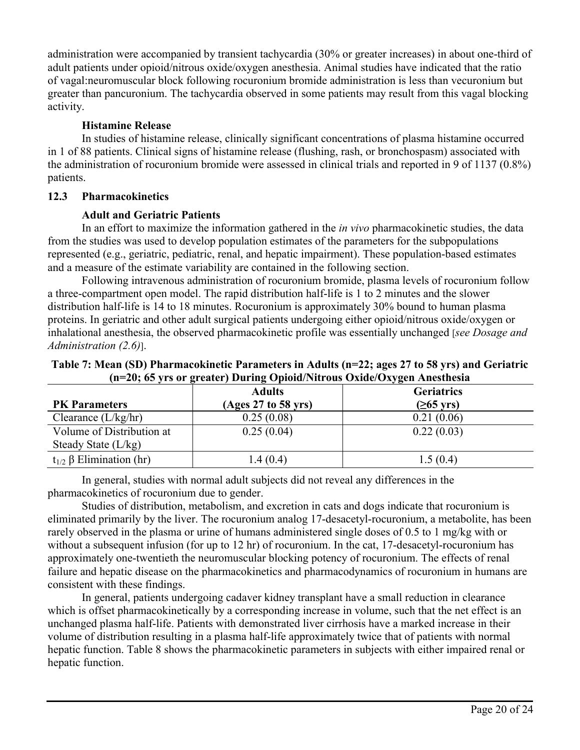administration were accompanied by transient tachycardia (30% or greater increases) in about one-third of adult patients under opioid/nitrous oxide/oxygen anesthesia. Animal studies have indicated that the ratio of vagal:neuromuscular block following rocuronium bromide administration is less than vecuronium but greater than pancuronium. The tachycardia observed in some patients may result from this vagal blocking activity.

**Histamine Release**

In studies of histamine release, clinically significant concentrations of plasma histamine occurred in 1 of 88 patients. Clinical signs of histamine release (flushing, rash, or bronchospasm) associated with the administration of rocuronium bromide were assessed in clinical trials and reported in 9 of 1137 (0.8%) patients.

### 12.3 Pharmacokinetics

**Adult and Geriatric Patients**

In an effort to maximize the information gathered in the *in vivo* pharmacokinetic studies, the data from the studies was used to develop population estimates of the parameters for the subpopulations represented (e.g., geriatric, pediatric, renal, and hepatic impairment). These population-based estimates and a measure of the estimate variability are contained in the following section.

Following intravenous administration of rocuronium bromide, plasma levels of rocuronium follow a three-compartment open model. The rapid distribution half-life is 1 to 2 minutes and the slower distribution half-life is 14 to 18 minutes. Rocuronium is approximately 30% bound to human plasma proteins. In geriatric and other adult surgical patients undergoing either opioid/nitrous oxide/oxygen or inhalational anesthesia, the observed pharmacokinetic profile was essentially unchanged [*see Dosage and Administration (2.6)*].

**Table 7: Mean (SD) Pharmacokinetic Parameters in Adults (n=22; ages 27 to 58 yrs) and Geriatric (n=20; 65 yrs or greater) During Opioid/Nitrous Oxide/Oxygen Anesthesia**

| PK Parameters | Adults (Ages 27 to 58 yrs) | Geriatrics (≥65 yrs) |
|---|---|---|
| Clearance (L/kg/hr) | 0.25 (0.08) | 0.21 (0.06) |
| Volume of Distribution at Steady State (L/kg) | 0.25 (0.04) | 0.22 (0.03) |
| $t_{1/2}$ β Elimination (hr) | 1.4 (0.4) | 1.5 (0.4) |

In general, studies with normal adult subjects did not reveal any differences in the pharmacokinetics of rocuronium due to gender.

Studies of distribution, metabolism, and excretion in cats and dogs indicate that rocuronium is eliminated primarily by the liver. The rocuronium analog 17-desacetyl-rocuronium, a metabolite, has been rarely observed in the plasma or urine of humans administered single doses of 0.5 to 1 mg/kg with or without a subsequent infusion (for up to 12 hr) of rocuronium. In the cat, 17-desacetyl-rocuronium has approximately one-twentieth the neuromuscular blocking potency of rocuronium. The effects of renal failure and hepatic disease on the pharmacokinetics and pharmacodynamics of rocuronium in humans are consistent with these findings.

In general, patients undergoing cadaver kidney transplant have a small reduction in clearance which is offset pharmacokinetically by a corresponding increase in volume, such that the net effect is an unchanged plasma half-life. Patients with demonstrated liver cirrhosis have a marked increase in their volume of distribution resulting in a plasma half-life approximately twice that of patients with normal hepatic function. Table 8 shows the pharmacokinetic parameters in subjects with either impaired renal or hepatic function.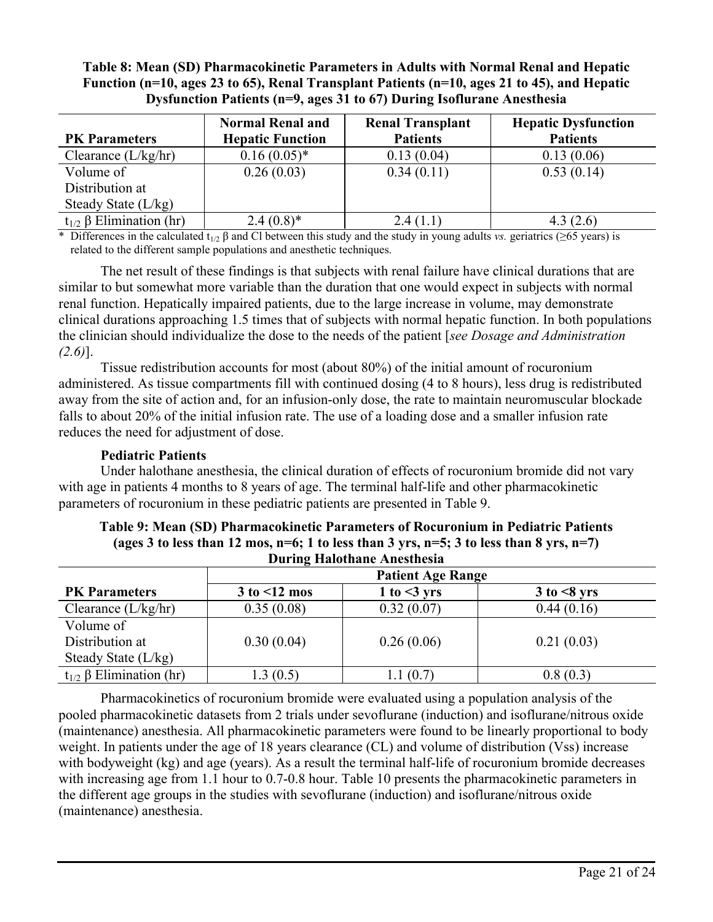**Table 8: Mean (SD) Pharmacokinetic Parameters in Adults with Normal Renal and Hepatic Function (n=10, ages 23 to 65), Renal Transplant Patients (n=10, ages 21 to 45), and Hepatic Dysfunction Patients (n=9, ages 31 to 67) During Isoflurane Anesthesia**

| PK Parameters | Normal Renal and Hepatic Function | Renal Transplant Patients | Hepatic Dysfunction Patients |
|---|---|---|---|
| Clearance (L/kg/hr) | 0.16 (0.05)* | 0.13 (0.04) | 0.13 (0.06) |
| Volume of Distribution at Steady State (L/kg) | 0.26 (0.03) | 0.34 (0.11) | 0.53 (0.14) |
| $t_{1/2}$ β Elimination (hr) | 2.4 (0.8)* | 2.4 (1.1) | 4.3 (2.6) |

\* Differences in the calculated $t_{1/2}$ β and Cl between this study and the study in young adults *vs.* geriatrics (≥65 years) is related to the different sample populations and anesthetic techniques.

The net result of these findings is that subjects with renal failure have clinical durations that are similar to but somewhat more variable than the duration that one would expect in subjects with normal renal function. Hepatically impaired patients, due to the large increase in volume, may demonstrate clinical durations approaching 1.5 times that of subjects with normal hepatic function. In both populations the clinician should individualize the dose to the needs of the patient [*see Dosage and Administration (2.6)*].

Tissue redistribution accounts for most (about 80%) of the initial amount of rocuronium administered. As tissue compartments fill with continued dosing (4 to 8 hours), less drug is redistributed away from the site of action and, for an infusion-only dose, the rate to maintain neuromuscular blockade falls to about 20% of the initial infusion rate. The use of a loading dose and a smaller infusion rate reduces the need for adjustment of dose.

**Pediatric Patients**

Under halothane anesthesia, the clinical duration of effects of rocuronium bromide did not vary with age in patients 4 months to 8 years of age. The terminal half-life and other pharmacokinetic parameters of rocuronium in these pediatric patients are presented in Table 9.

**Table 9: Mean (SD) Pharmacokinetic Parameters of Rocuronium in Pediatric Patients (ages 3 to less than 12 mos, n=6; 1 to less than 3 yrs, n=5; 3 to less than 8 yrs, n=7) During Halothane Anesthesia**

| | Patient Age Range | | |
|---|---|---|---|
| **PK Parameters** | **3 to <12 mos** | **1 to <3 yrs** | **3 to <8 yrs** |
| Clearance (L/kg/hr) | 0.35 (0.08) | 0.32 (0.07) | 0.44 (0.16) |
| Volume of Distribution at Steady State (L/kg) | 0.30 (0.04) | 0.26 (0.06) | 0.21 (0.03) |
| $t_{1/2}$ β Elimination (hr) | 1.3 (0.5) | 1.1 (0.7) | 0.8 (0.3) |

Pharmacokinetics of rocuronium bromide were evaluated using a population analysis of the pooled pharmacokinetic datasets from 2 trials under sevoflurane (induction) and isoflurane/nitrous oxide (maintenance) anesthesia. All pharmacokinetic parameters were found to be linearly proportional to body weight. In patients under the age of 18 years clearance (CL) and volume of distribution (Vss) increase with bodyweight (kg) and age (years). As a result the terminal half-life of rocuronium bromide decreases with increasing age from 1.1 hour to 0.7-0.8 hour. Table 10 presents the pharmacokinetic parameters in the different age groups in the studies with sevoflurane (induction) and isoflurane/nitrous oxide (maintenance) anesthesia.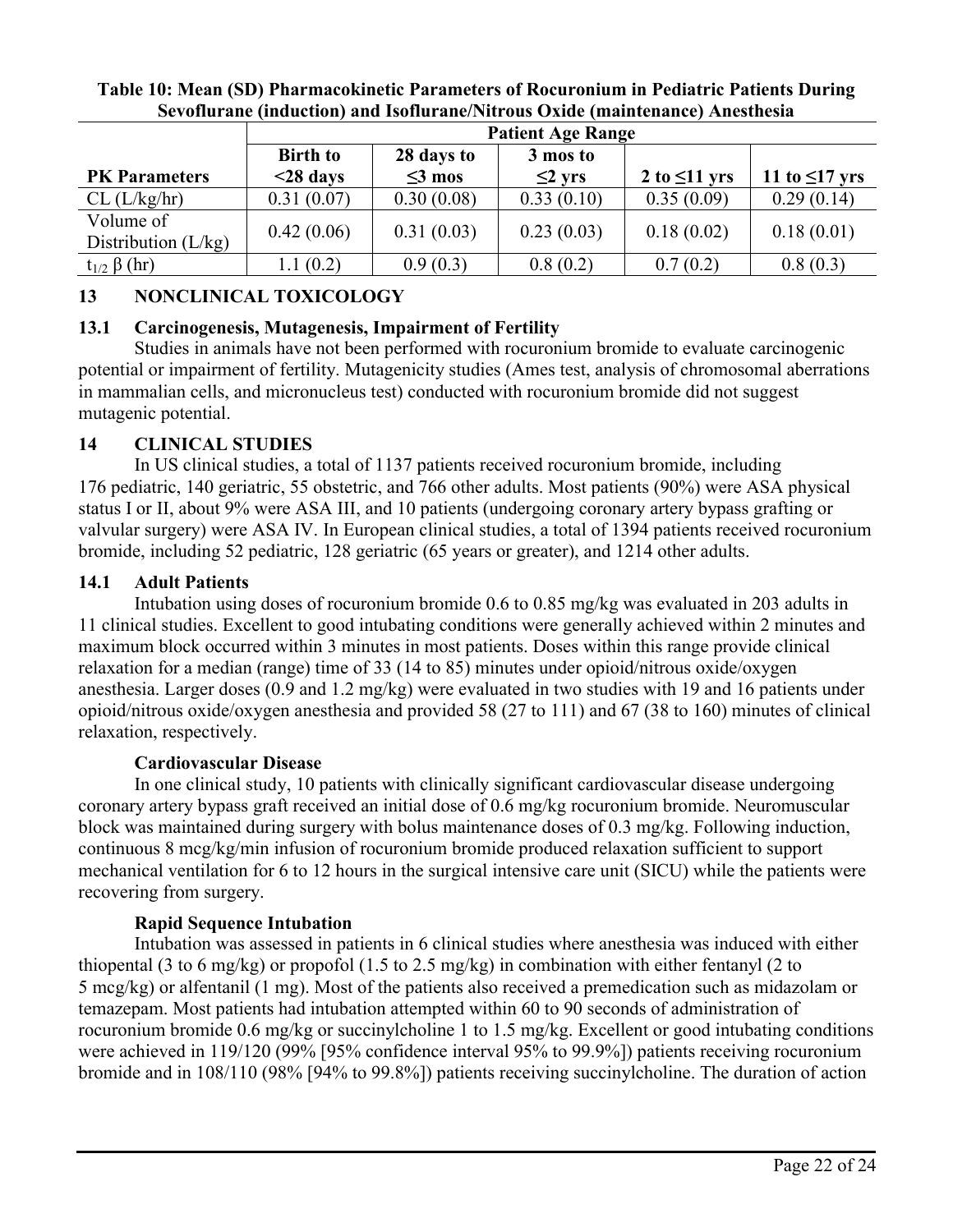**Table 10: Mean (SD) Pharmacokinetic Parameters of Rocuronium in Pediatric Patients During Sevoflurane (induction) and Isoflurane/Nitrous Oxide (maintenance) Anesthesia**

| | Patient Age Range | | | | |
|---|---|---|---|---|---|
| **PK Parameters** | **Birth to <28 days** | **28 days to ≤3 mos** | **3 mos to ≤2 yrs** | **2 to ≤11 yrs** | **11 to ≤17 yrs** |
| CL (L/kg/hr) | 0.31 (0.07) | 0.30 (0.08) | 0.33 (0.10) | 0.35 (0.09) | 0.29 (0.14) |
| Volume of Distribution (L/kg) | 0.42 (0.06) | 0.31 (0.03) | 0.23 (0.03) | 0.18 (0.02) | 0.18 (0.01) |
| $t_{1/2}$ β (hr) | 1.1 (0.2) | 0.9 (0.3) | 0.8 (0.2) | 0.7 (0.2) | 0.8 (0.3) |

## 13 NONCLINICAL TOXICOLOGY

### 13.1 Carcinogenesis, Mutagenesis, Impairment of Fertility

Studies in animals have not been performed with rocuronium bromide to evaluate carcinogenic potential or impairment of fertility. Mutagenicity studies (Ames test, analysis of chromosomal aberrations in mammalian cells, and micronucleus test) conducted with rocuronium bromide did not suggest mutagenic potential.

## 14 CLINICAL STUDIES

In US clinical studies, a total of 1137 patients received rocuronium bromide, including 176 pediatric, 140 geriatric, 55 obstetric, and 766 other adults. Most patients (90%) were ASA physical status I or II, about 9% were ASA III, and 10 patients (undergoing coronary artery bypass grafting or valvular surgery) were ASA IV. In European clinical studies, a total of 1394 patients received rocuronium bromide, including 52 pediatric, 128 geriatric (65 years or greater), and 1214 other adults.

### 14.1 Adult Patients

Intubation using doses of rocuronium bromide 0.6 to 0.85 mg/kg was evaluated in 203 adults in 11 clinical studies. Excellent to good intubating conditions were generally achieved within 2 minutes and maximum block occurred within 3 minutes in most patients. Doses within this range provide clinical relaxation for a median (range) time of 33 (14 to 85) minutes under opioid/nitrous oxide/oxygen anesthesia. Larger doses (0.9 and 1.2 mg/kg) were evaluated in two studies with 19 and 16 patients under opioid/nitrous oxide/oxygen anesthesia and provided 58 (27 to 111) and 67 (38 to 160) minutes of clinical relaxation, respectively.

**Cardiovascular Disease**

In one clinical study, 10 patients with clinically significant cardiovascular disease undergoing coronary artery bypass graft received an initial dose of 0.6 mg/kg rocuronium bromide. Neuromuscular block was maintained during surgery with bolus maintenance doses of 0.3 mg/kg. Following induction, continuous 8 mcg/kg/min infusion of rocuronium bromide produced relaxation sufficient to support mechanical ventilation for 6 to 12 hours in the surgical intensive care unit (SICU) while the patients were recovering from surgery.

**Rapid Sequence Intubation**

Intubation was assessed in patients in 6 clinical studies where anesthesia was induced with either thiopental (3 to 6 mg/kg) or propofol (1.5 to 2.5 mg/kg) in combination with either fentanyl (2 to 5 mcg/kg) or alfentanil (1 mg). Most of the patients also received a premedication such as midazolam or temazepam. Most patients had intubation attempted within 60 to 90 seconds of administration of rocuronium bromide 0.6 mg/kg or succinylcholine 1 to 1.5 mg/kg. Excellent or good intubating conditions were achieved in 119/120 (99% [95% confidence interval 95% to 99.9%]) patients receiving rocuronium bromide and in 108/110 (98% [94% to 99.8%]) patients receiving succinylcholine. The duration of action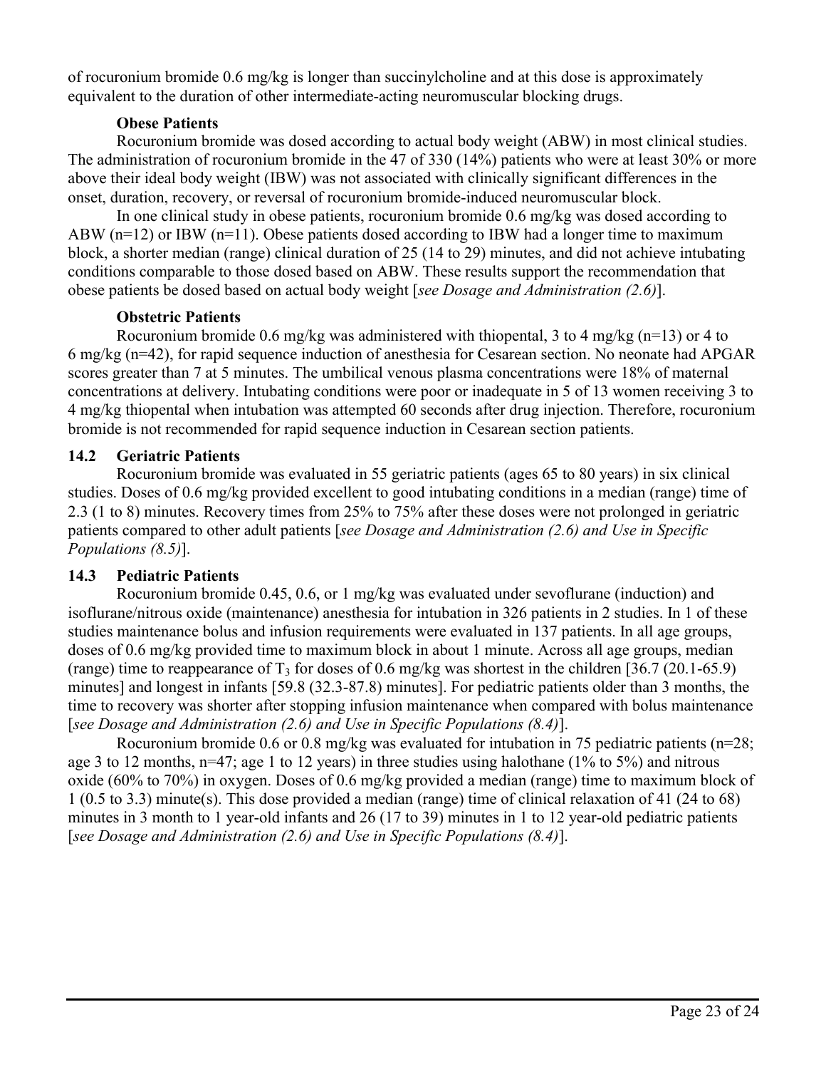of rocuronium bromide 0.6 mg/kg is longer than succinylcholine and at this dose is approximately equivalent to the duration of other intermediate-acting neuromuscular blocking drugs.

**Obese Patients**

Rocuronium bromide was dosed according to actual body weight (ABW) in most clinical studies. The administration of rocuronium bromide in the 47 of 330 (14%) patients who were at least 30% or more above their ideal body weight (IBW) was not associated with clinically significant differences in the onset, duration, recovery, or reversal of rocuronium bromide-induced neuromuscular block.

In one clinical study in obese patients, rocuronium bromide 0.6 mg/kg was dosed according to ABW (n=12) or IBW (n=11). Obese patients dosed according to IBW had a longer time to maximum block, a shorter median (range) clinical duration of 25 (14 to 29) minutes, and did not achieve intubating conditions comparable to those dosed based on ABW. These results support the recommendation that obese patients be dosed based on actual body weight [*see Dosage and Administration (2.6)*].

**Obstetric Patients**

Rocuronium bromide 0.6 mg/kg was administered with thiopental, 3 to 4 mg/kg (n=13) or 4 to 6 mg/kg (n=42), for rapid sequence induction of anesthesia for Cesarean section. No neonate had APGAR scores greater than 7 at 5 minutes. The umbilical venous plasma concentrations were 18% of maternal concentrations at delivery. Intubating conditions were poor or inadequate in 5 of 13 women receiving 3 to 4 mg/kg thiopental when intubation was attempted 60 seconds after drug injection. Therefore, rocuronium bromide is not recommended for rapid sequence induction in Cesarean section patients.

## 14.2 Geriatric Patients

Rocuronium bromide was evaluated in 55 geriatric patients (ages 65 to 80 years) in six clinical studies. Doses of 0.6 mg/kg provided excellent to good intubating conditions in a median (range) time of 2.3 (1 to 8) minutes. Recovery times from 25% to 75% after these doses were not prolonged in geriatric patients compared to other adult patients [*see Dosage and Administration (2.6) and Use in Specific Populations (8.5)*].

## 14.3 Pediatric Patients

Rocuronium bromide 0.45, 0.6, or 1 mg/kg was evaluated under sevoflurane (induction) and isoflurane/nitrous oxide (maintenance) anesthesia for intubation in 326 patients in 2 studies. In 1 of these studies maintenance bolus and infusion requirements were evaluated in 137 patients. In all age groups, doses of 0.6 mg/kg provided time to maximum block in about 1 minute. Across all age groups, median (range) time to reappearance of $T_3$ for doses of 0.6 mg/kg was shortest in the children [36.7 (20.1-65.9) minutes] and longest in infants [59.8 (32.3-87.8) minutes]. For pediatric patients older than 3 months, the time to recovery was shorter after stopping infusion maintenance when compared with bolus maintenance [*see Dosage and Administration (2.6) and Use in Specific Populations (8.4)*].

Rocuronium bromide 0.6 or 0.8 mg/kg was evaluated for intubation in 75 pediatric patients (n=28; age 3 to 12 months, n=47; age 1 to 12 years) in three studies using halothane (1% to 5%) and nitrous oxide (60% to 70%) in oxygen. Doses of 0.6 mg/kg provided a median (range) time to maximum block of 1 (0.5 to 3.3) minute(s). This dose provided a median (range) time of clinical relaxation of 41 (24 to 68) minutes in 3 month to 1 year-old infants and 26 (17 to 39) minutes in 1 to 12 year-old pediatric patients [*see Dosage and Administration (2.6) and Use in Specific Populations (8.4)*].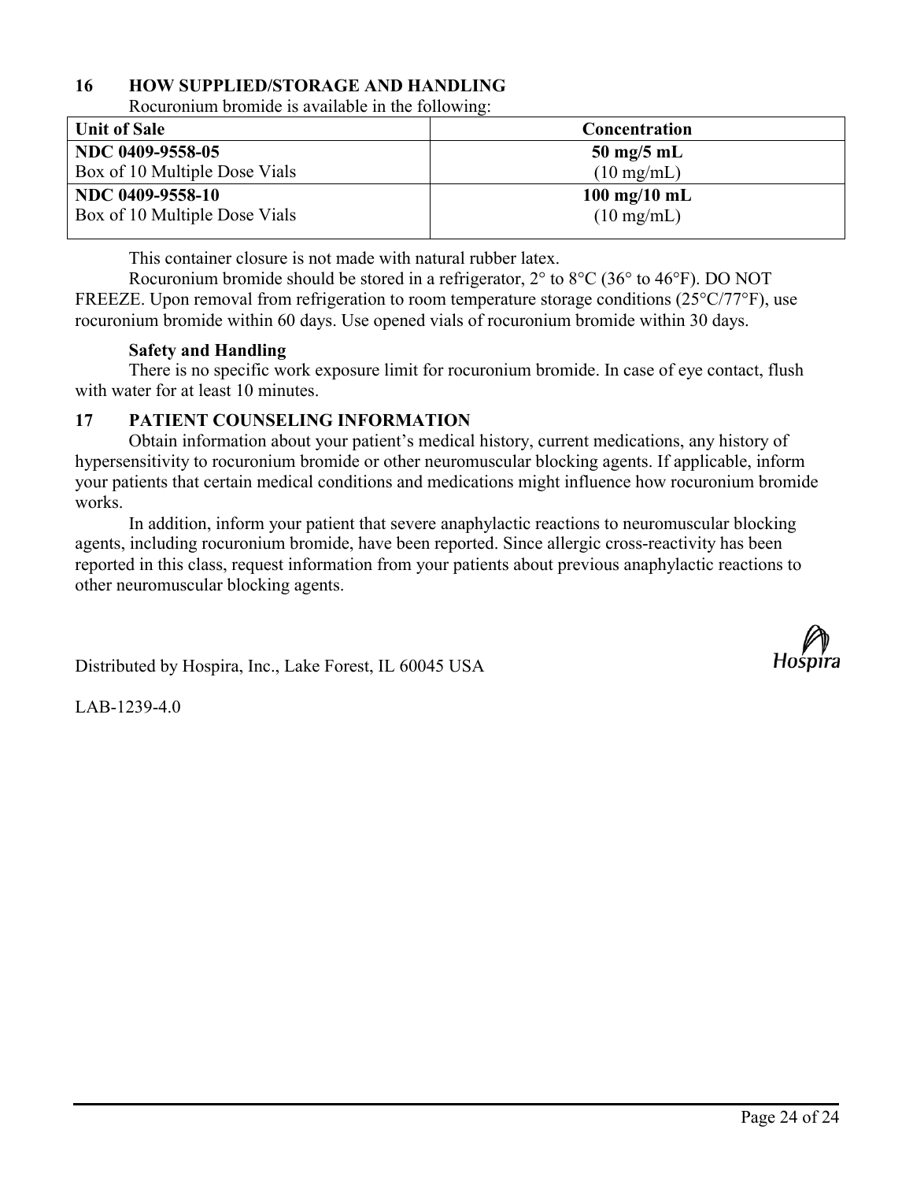## 16 HOW SUPPLIED/STORAGE AND HANDLING

Rocuronium bromide is available in the following:

| Unit of Sale | Concentration |
|---|---|
| **NDC 0409-9558-05**<br>Box of 10 Multiple Dose Vials | **50 mg/5 mL**<br>(10 mg/mL) |
| **NDC 0409-9558-10**<br>Box of 10 Multiple Dose Vials | **100 mg/10 mL**<br>(10 mg/mL) |

This container closure is not made with natural rubber latex.

Rocuronium bromide should be stored in a refrigerator, 2° to 8°C (36° to 46°F). DO NOT FREEZE. Upon removal from refrigeration to room temperature storage conditions (25°C/77°F), use rocuronium bromide within 60 days. Use opened vials of rocuronium bromide within 30 days.

**Safety and Handling**

There is no specific work exposure limit for rocuronium bromide. In case of eye contact, flush with water for at least 10 minutes.

## 17 PATIENT COUNSELING INFORMATION

Obtain information about your patient's medical history, current medications, any history of hypersensitivity to rocuronium bromide or other neuromuscular blocking agents. If applicable, inform your patients that certain medical conditions and medications might influence how rocuronium bromide works.

In addition, inform your patient that severe anaphylactic reactions to neuromuscular blocking agents, including rocuronium bromide, have been reported. Since allergic cross-reactivity has been reported in this class, request information from your patients about previous anaphylactic reactions to other neuromuscular blocking agents.

Distributed by Hospira, Inc., Lake Forest, IL 60045 USA

Hospira

LAB-1239-4.0